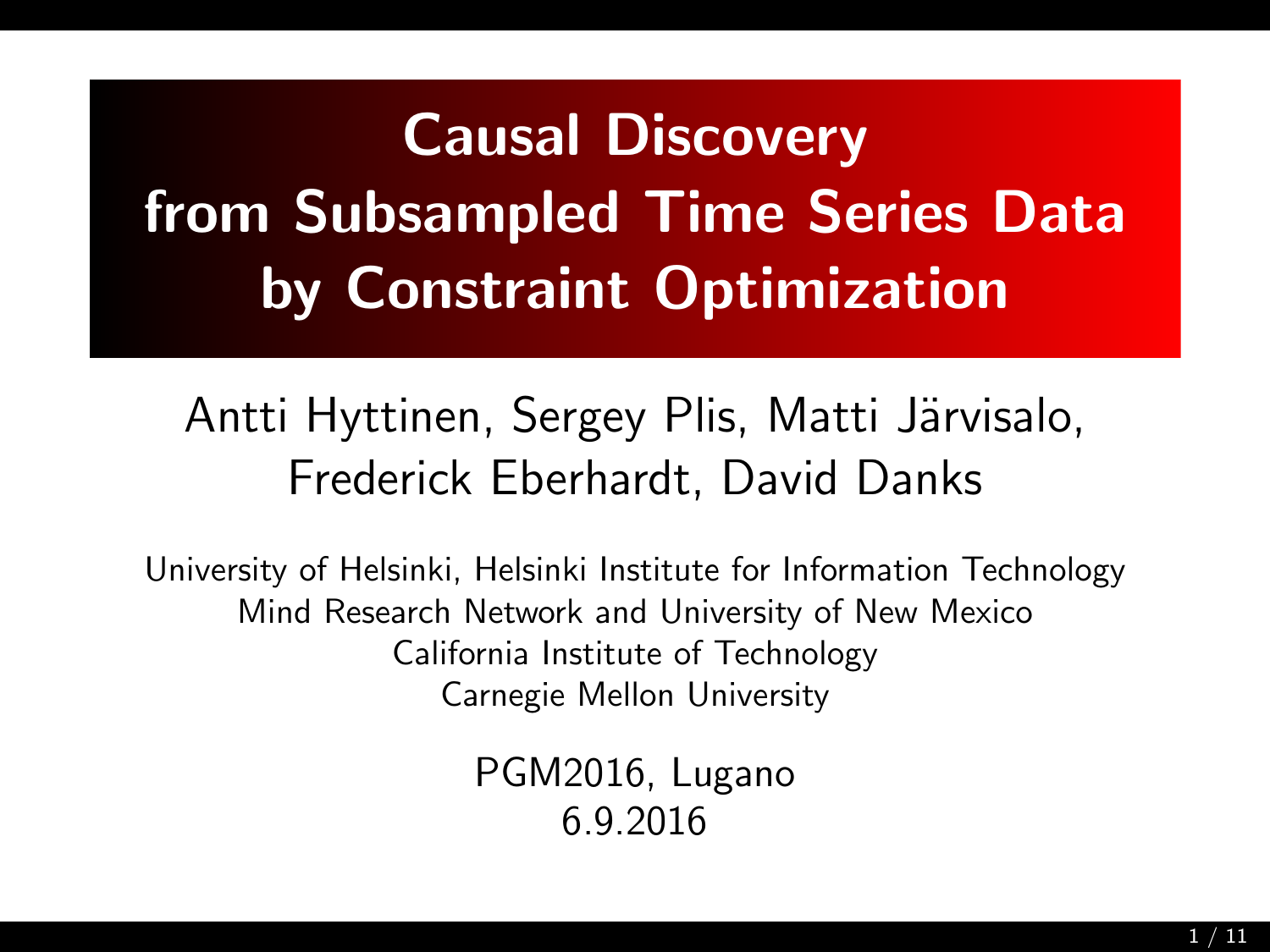# Causal Discovery from Subsampled Time Series Data by Constraint Optimization

Antti Hyttinen, Sergey Plis, Matti Järvisalo, Frederick Eberhardt, David Danks

University of Helsinki, Helsinki Institute for Information Technology
Mind Research Network and University of New Mexico
California Institute of Technology
Carnegie Mellon University

PGM2016, Lugano
6.9.2016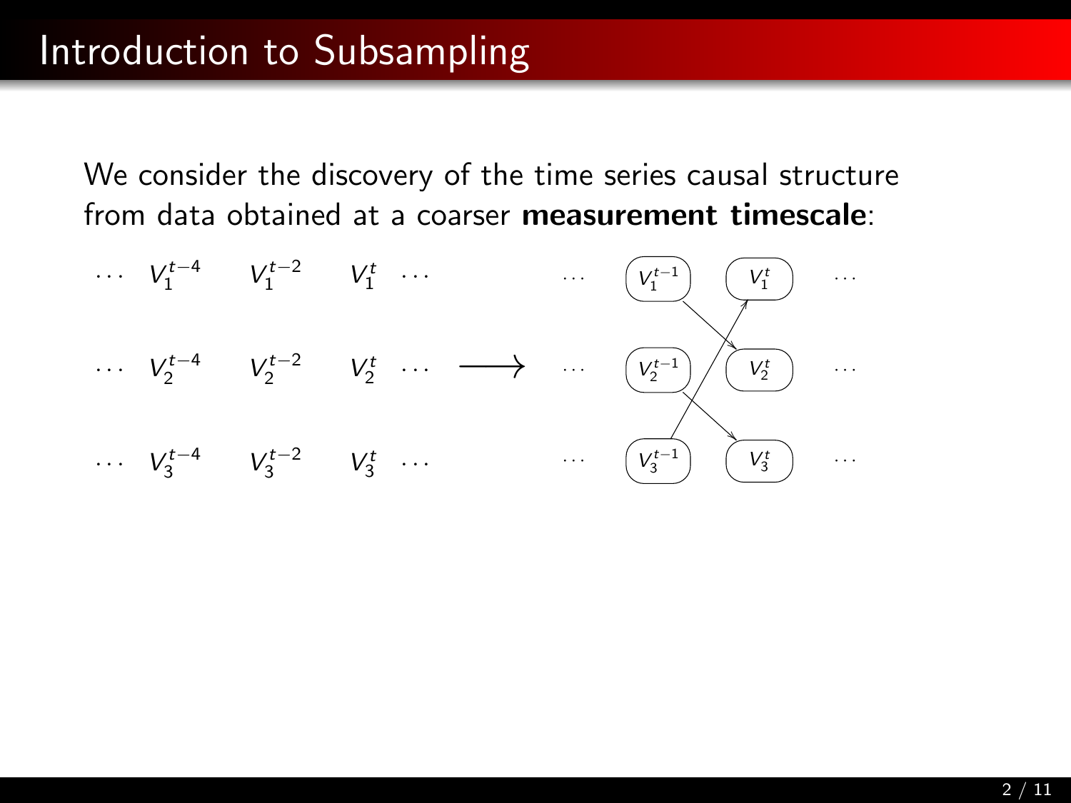# Introduction to Subsampling

We consider the discovery of the time series causal structure from data obtained at a coarser **measurement timescale**:

$$
\begin{array}{ccccc}
\cdots & V_1^{t-4} & V_1^{t-2} & V_1^{t} & \cdots \\
\cdots & V_2^{t-4} & V_2^{t-2} & V_2^{t} & \cdots \\
\cdots & V_3^{t-4} & V_3^{t-2} & V_3^{t} & \cdots
\end{array}
\longrightarrow
\begin{array}{cccc}
\cdots & V_1^{t-1} & V_1^{t} & \cdots \\
\cdots & V_2^{t-1} & V_2^{t} & \cdots \\
\cdots & V_3^{t-1} & V_3^{t} & \cdots
\end{array}
$$

$V_1^{t-1} \rightarrow V_2^{t}$, $V_2^{t-1} \rightarrow V_3^{t}$, $V_3^{t-1} \rightarrow V_1^{t}$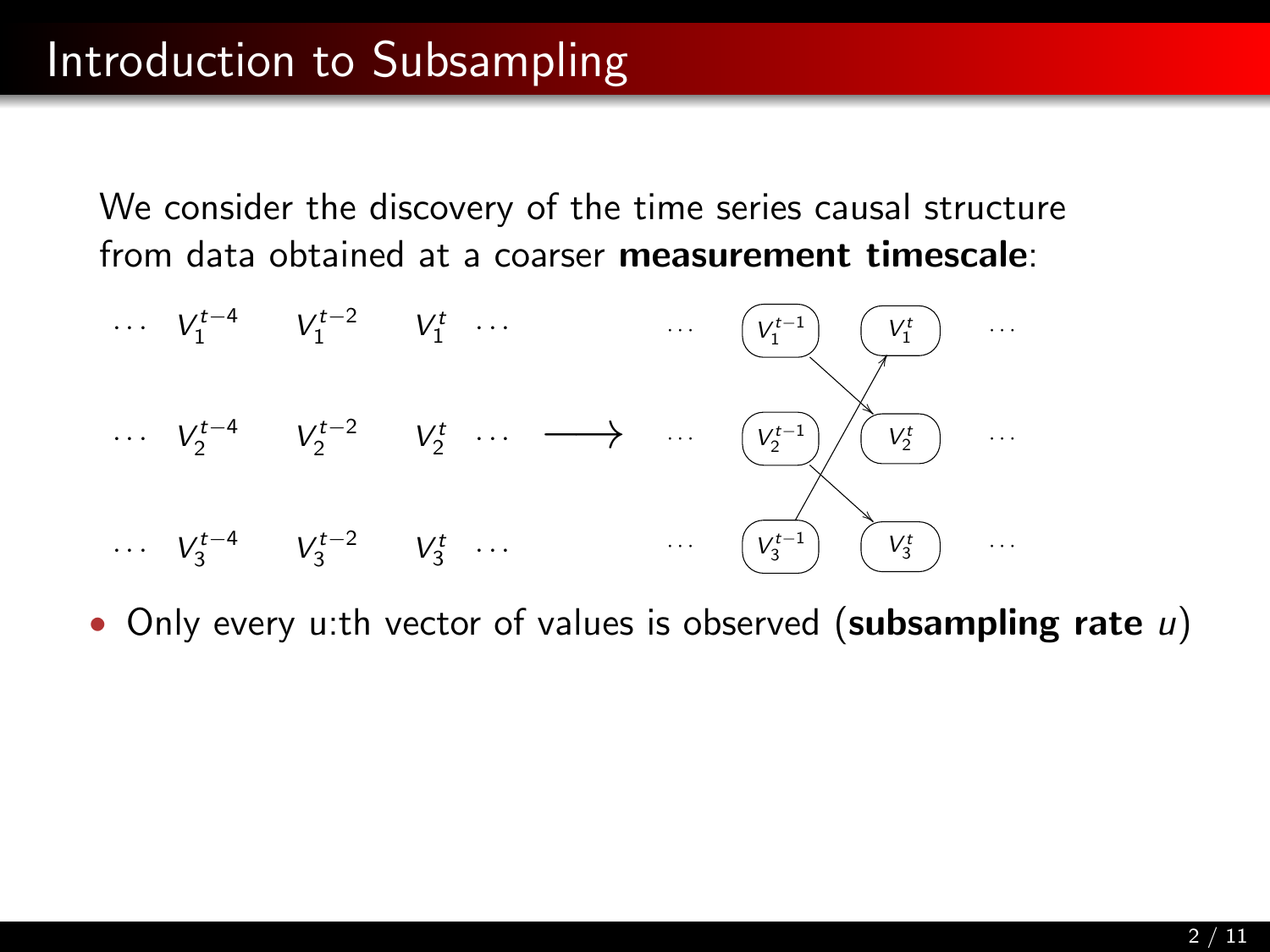# Introduction to Subsampling

We consider the discovery of the time series causal structure from data obtained at a coarser **measurement timescale**:

$$\cdots \quad V_1^{t-4} \quad V_1^{t-2} \quad V_1^{t} \quad \cdots$$

$$\cdots \quad V_2^{t-4} \quad V_2^{t-2} \quad V_2^{t} \quad \cdots \quad \longrightarrow$$

$$\cdots \quad V_3^{t-4} \quad V_3^{t-2} \quad V_3^{t} \quad \cdots$$

- Only every u:th vector of values is observed (**subsampling rate** $u$)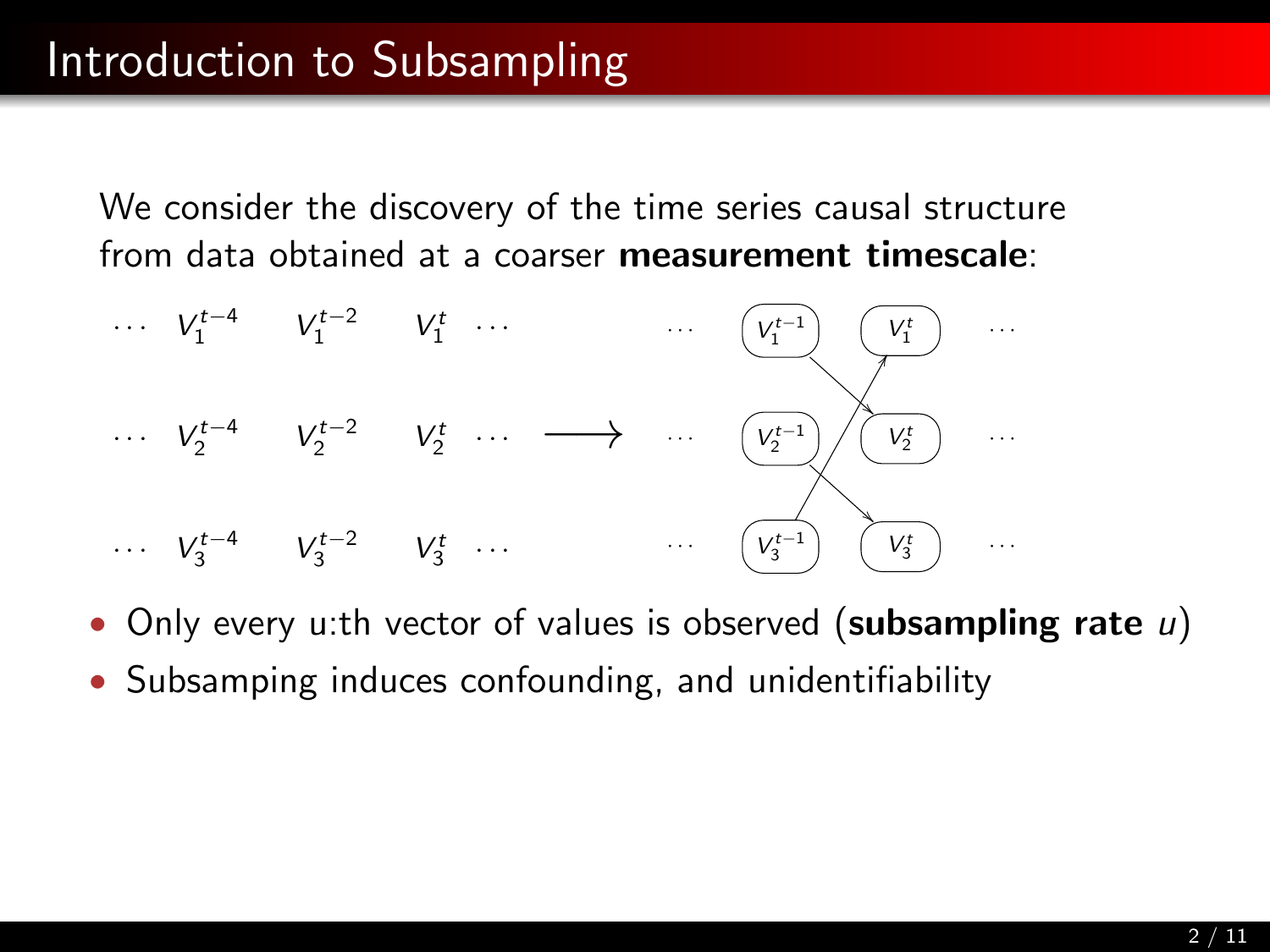# Introduction to Subsampling

We consider the discovery of the time series causal structure from data obtained at a coarser **measurement timescale**:

$$\cdots \; V_1^{t-4} \quad V_1^{t-2} \quad V_1^{t} \; \cdots$$

$$\cdots \; V_2^{t-4} \quad V_2^{t-2} \quad V_2^{t} \; \cdots \quad \longrightarrow$$

$$\cdots \; V_3^{t-4} \quad V_3^{t-2} \quad V_3^{t} \; \cdots$$

$\cdots$ $V_1^{t-1}$ $V_1^{t}$ $\cdots$

$\cdots$ $V_2^{t-1}$ $V_2^{t}$ $\cdots$

$\cdots$ $V_3^{t-1}$ $V_3^{t}$ $\cdots$

- Only every u:th vector of values is observed (**subsampling rate** $u$)
- Subsamping induces confounding, and unidentifiability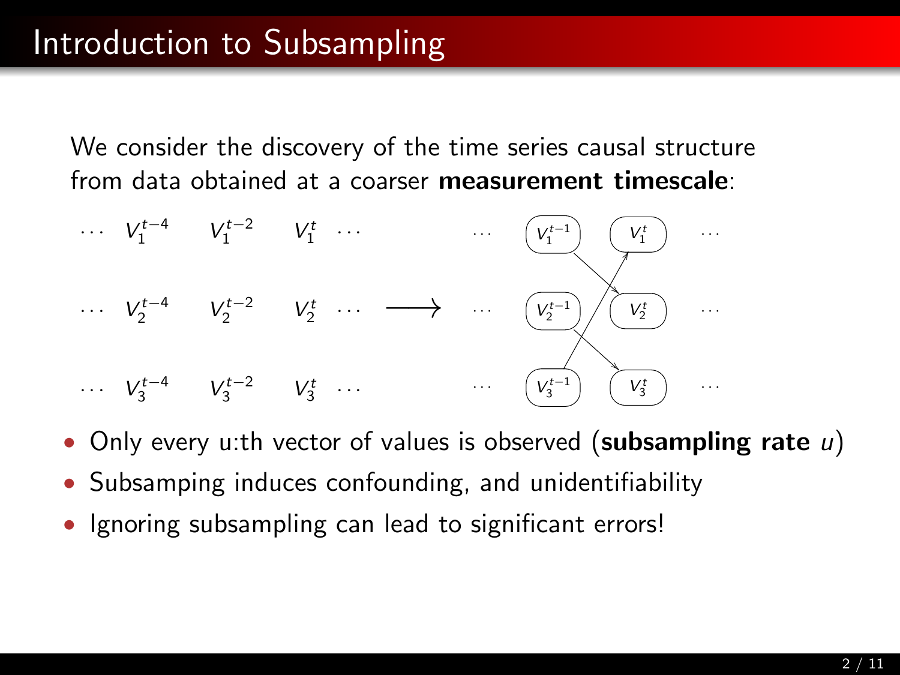# Introduction to Subsampling

We consider the discovery of the time series causal structure from data obtained at a coarser **measurement timescale**:

$$
\begin{array}{cccccc}
\cdots & V_1^{t-4} & V_1^{t-2} & V_1^{t} & \cdots \\
\cdots & V_2^{t-4} & V_2^{t-2} & V_2^{t} & \cdots \\
\cdots & V_3^{t-4} & V_3^{t-2} & V_3^{t} & \cdots
\end{array}
\longrightarrow
\begin{array}{cccc}
\cdots & V_1^{t-1} & V_1^{t} & \cdots \\
\cdots & V_2^{t-1} & V_2^{t} & \cdots \\
\cdots & V_3^{t-1} & V_3^{t} & \cdots
\end{array}
$$

- Only every u:th vector of values is observed (**subsampling rate** $u$)
- Subsamping induces confounding, and unidentifiability
- Ignoring subsampling can lead to significant errors!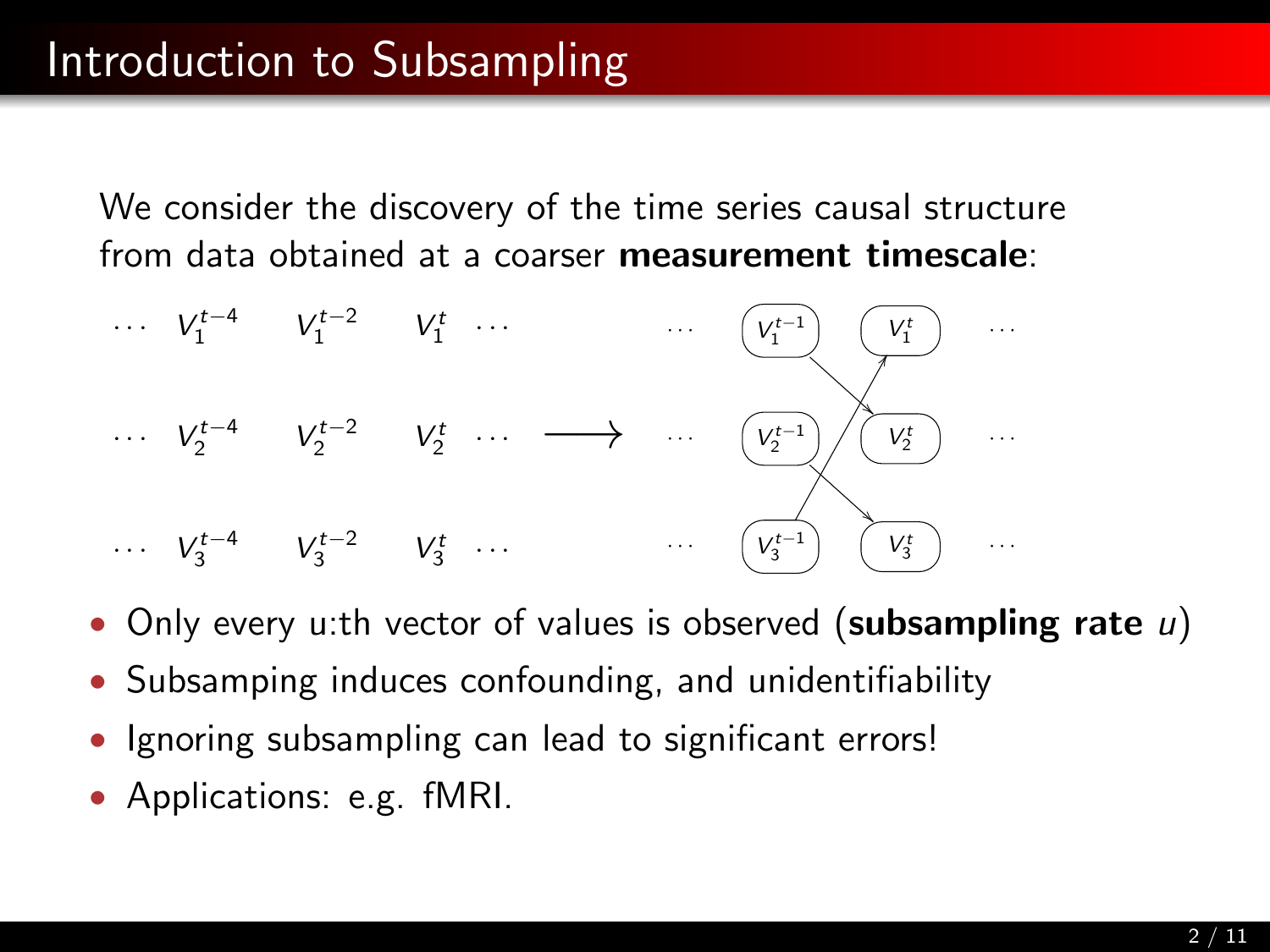# Introduction to Subsampling

We consider the discovery of the time series causal structure from data obtained at a coarser **measurement timescale**:

$$\begin{array}{ccccc} \cdots & V_1^{t-4} & V_1^{t-2} & V_1^{t} & \cdots \\ \cdots & V_2^{t-4} & V_2^{t-2} & V_2^{t} & \cdots \\ \cdots & V_3^{t-4} & V_3^{t-2} & V_3^{t} & \cdots \end{array} \longrightarrow \begin{array}{cccc} \cdots & V_1^{t-1} & V_1^{t} & \cdots \\ \cdots & V_2^{t-1} & V_2^{t} & \cdots \\ \cdots & V_3^{t-1} & V_3^{t} & \cdots \end{array}$$

- Only every u:th vector of values is observed (**subsampling rate** $u$)
- Subsamping induces confounding, and unidentifiability
- Ignoring subsampling can lead to significant errors!
- Applications: e.g. fMRI.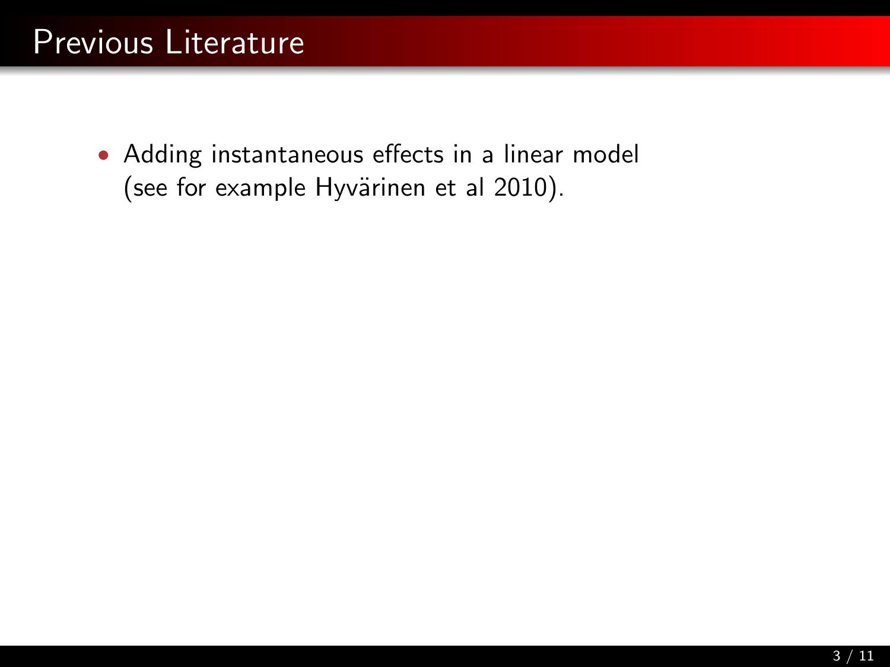## Previous Literature

- Adding instantaneous effects in a linear model (see for example Hyvärinen et al 2010).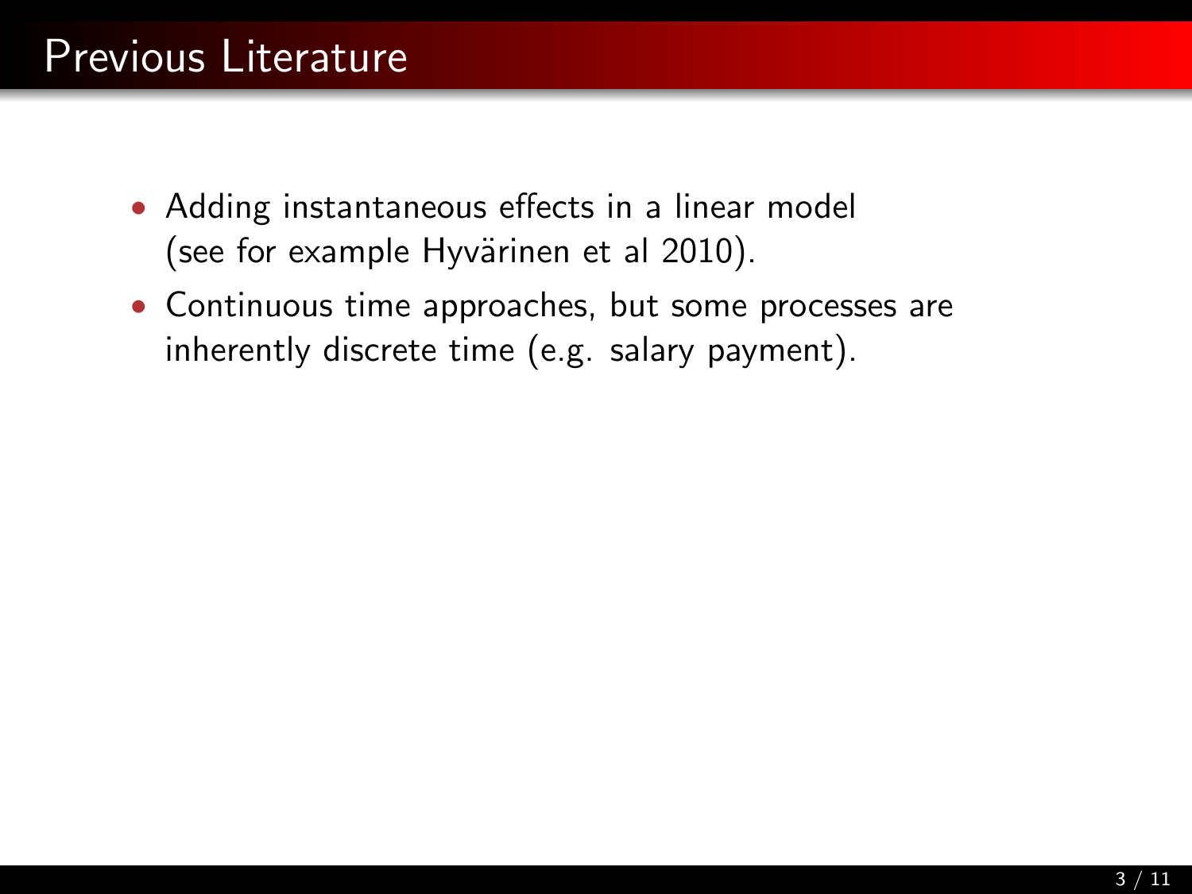# Previous Literature

- Adding instantaneous effects in a linear model (see for example Hyvärinen et al 2010).
- Continuous time approaches, but some processes are inherently discrete time (e.g. salary payment).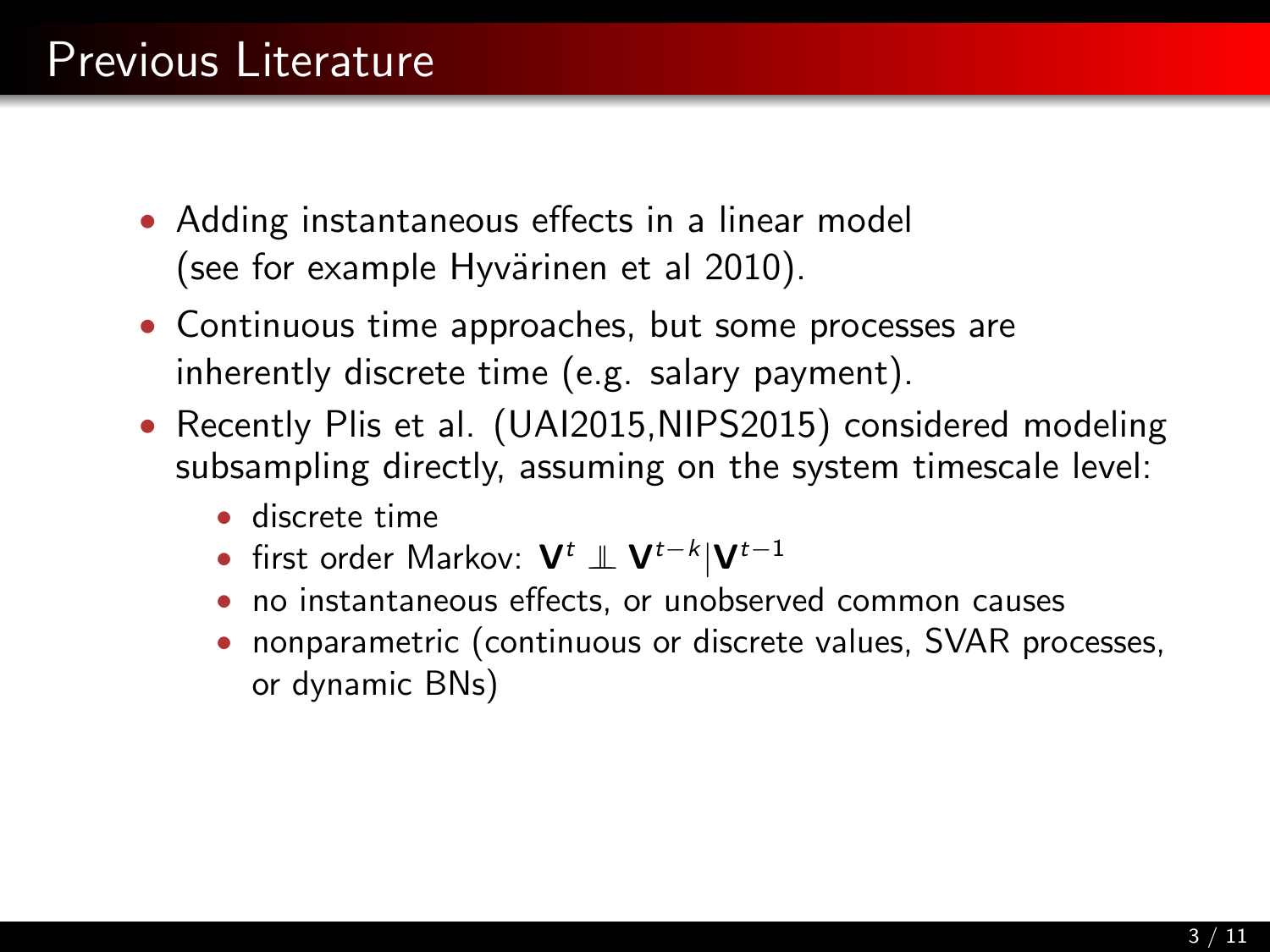# Previous Literature

- Adding instantaneous effects in a linear model (see for example Hyvärinen et al 2010).
- Continuous time approaches, but some processes are inherently discrete time (e.g. salary payment).
- Recently Plis et al. (UAI2015,NIPS2015) considered modeling subsampling directly, assuming on the system timescale level:
  - discrete time
  - first order Markov: $\mathbf{V}^t \perp\!\!\!\perp \mathbf{V}^{t-k} | \mathbf{V}^{t-1}$
  - no instantaneous effects, or unobserved common causes
  - nonparametric (continuous or discrete values, SVAR processes, or dynamic BNs)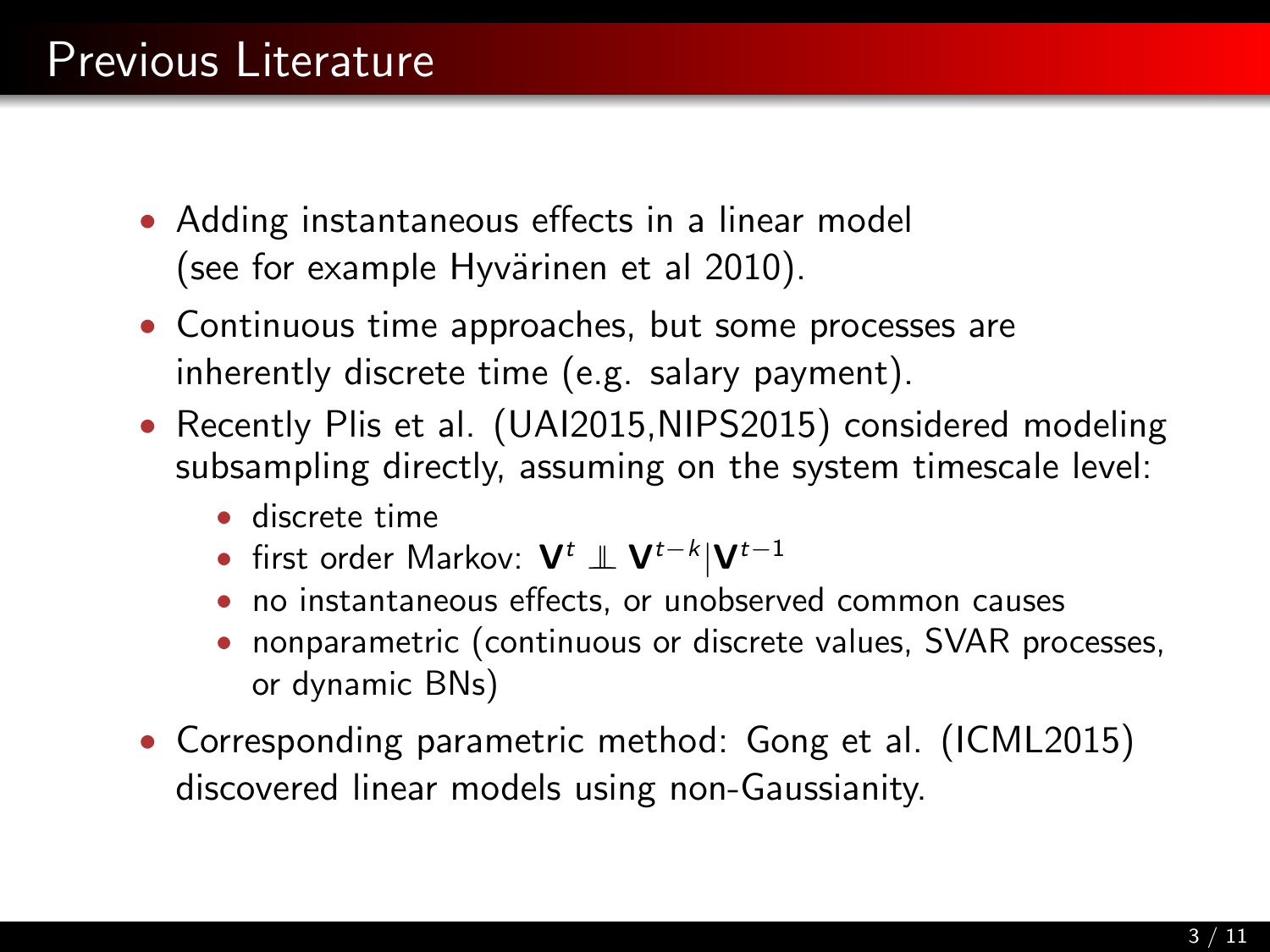# Previous Literature

- Adding instantaneous effects in a linear model (see for example Hyvärinen et al 2010).
- Continuous time approaches, but some processes are inherently discrete time (e.g. salary payment).
- Recently Plis et al. (UAI2015,NIPS2015) considered modeling subsampling directly, assuming on the system timescale level:
  - discrete time
  - first order Markov: $\mathbf{V}^t \perp\!\!\!\perp \mathbf{V}^{t-k} | \mathbf{V}^{t-1}$
  - no instantaneous effects, or unobserved common causes
  - nonparametric (continuous or discrete values, SVAR processes, or dynamic BNs)
- Corresponding parametric method: Gong et al. (ICML2015) discovered linear models using non-Gaussianity.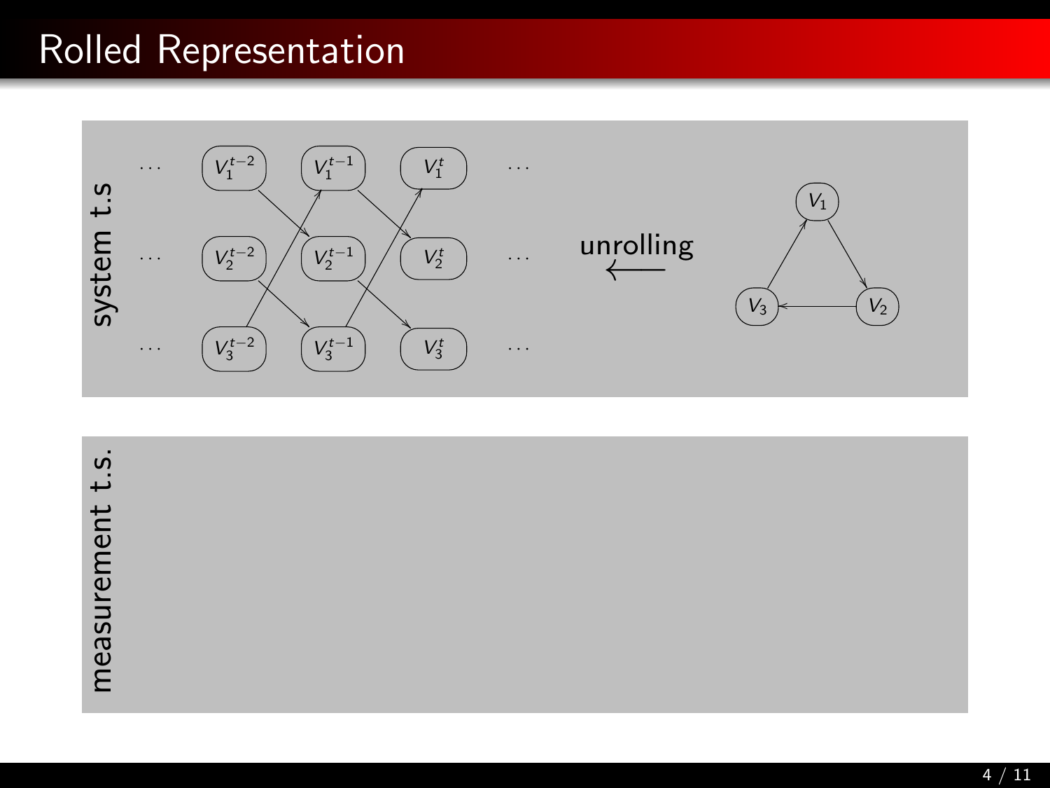# Rolled Representation

system t.s

| | | | | |
|---|---|---|---|---|
| ... | $V_1^{t-2}$ | $V_1^{t-1}$ | $V_1^t$ | ... |
| ... | $V_2^{t-2}$ | $V_2^{t-1}$ | $V_2^t$ | ... |
| ... | $V_3^{t-2}$ | $V_3^{t-1}$ | $V_3^t$ | ... |

unrolling $\longleftarrow$

$V_1$, $V_2$, $V_3$

measurement t.s.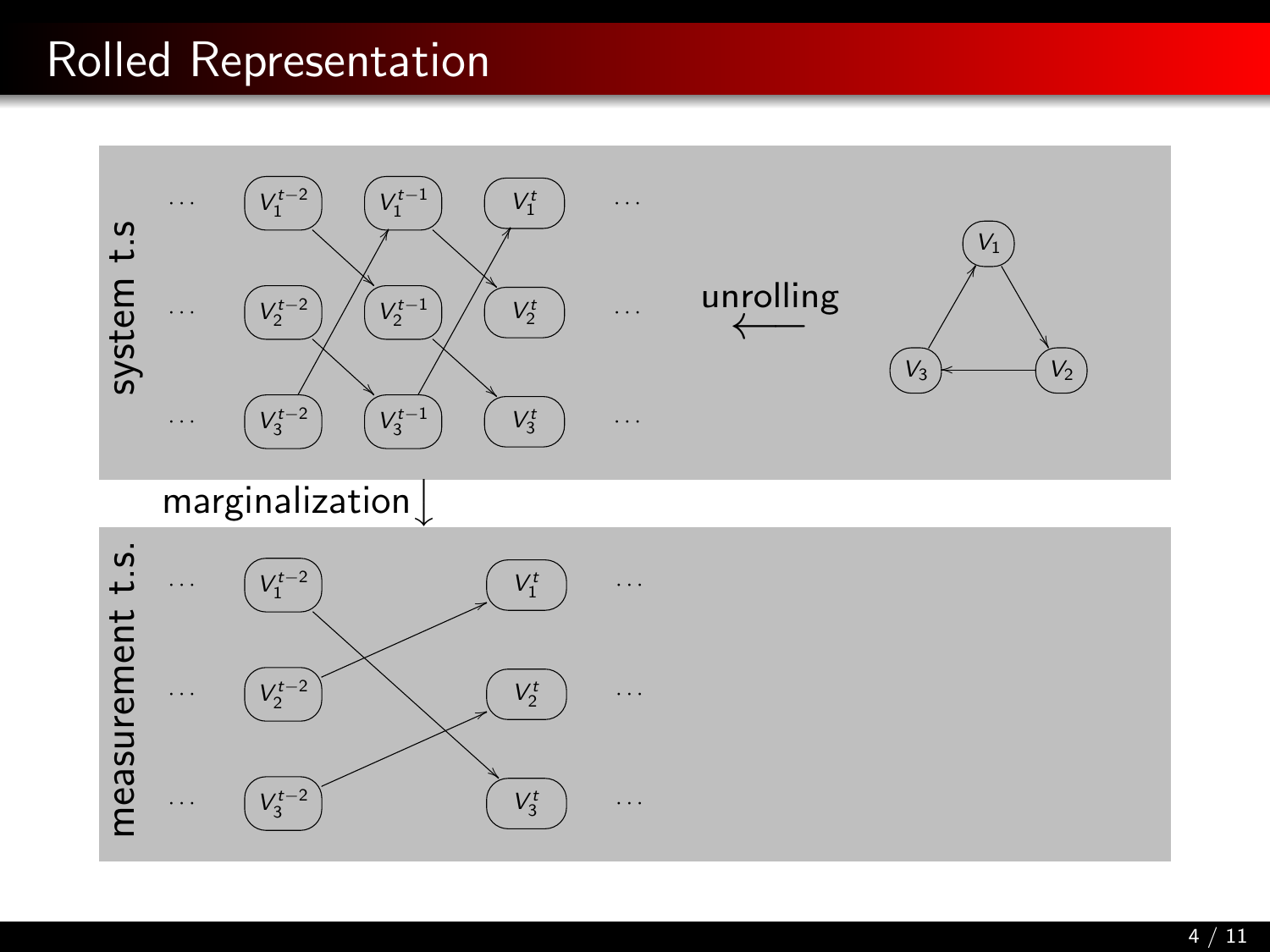# Rolled Representation

system t.s

$\cdots$ $V_1^{t-2}$ $V_1^{t-1}$ $V_1^{t}$ $\cdots$

$\cdots$ $V_2^{t-2}$ $V_2^{t-1}$ $V_2^{t}$ $\cdots$

$\cdots$ $V_3^{t-2}$ $V_3^{t-1}$ $V_3^{t}$ $\cdots$

unrolling $\longleftarrow$

$V_1$ $V_2$ $V_3$

marginalization $\downarrow$

measurement t.s.

$\cdots$ $V_1^{t-2}$ $V_1^{t}$ $\cdots$

$\cdots$ $V_2^{t-2}$ $V_2^{t}$ $\cdots$

$\cdots$ $V_3^{t-2}$ $V_3^{t}$ $\cdots$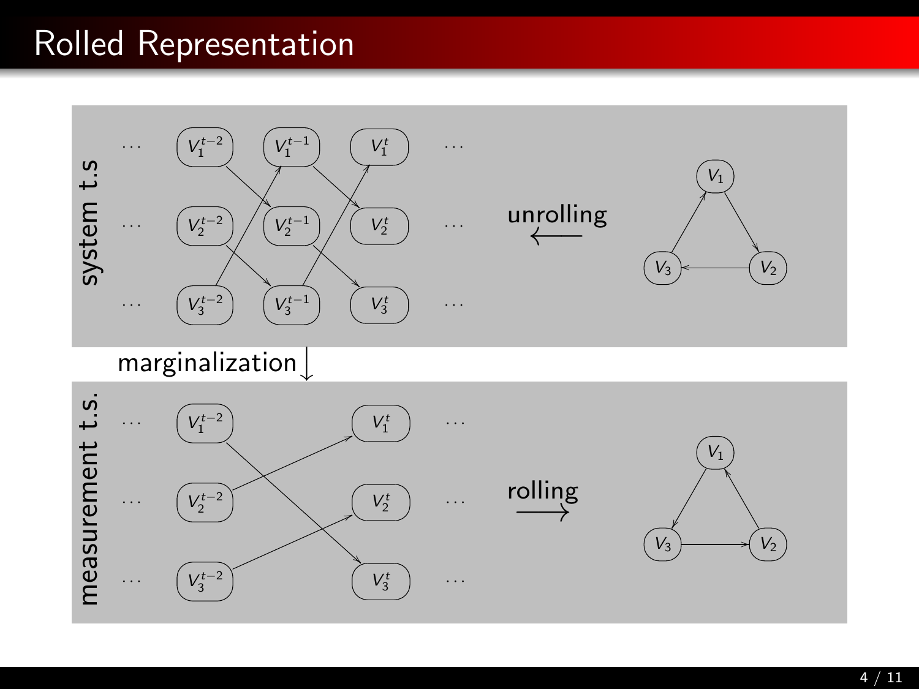# Rolled Representation

system t.s

$\cdots$ $V_1^{t-2}$ $V_1^{t-1}$ $V_1^{t}$ $\cdots$

$\cdots$ $V_2^{t-2}$ $V_2^{t-1}$ $V_2^{t}$ $\cdots$

$\cdots$ $V_3^{t-2}$ $V_3^{t-1}$ $V_3^{t}$ $\cdots$

unrolling $\longleftarrow$

$V_1$ $V_2$ $V_3$

marginalization $\downarrow$

measurement t.s.

$\cdots$ $V_1^{t-2}$ $V_1^{t}$ $\cdots$

$\cdots$ $V_2^{t-2}$ $V_2^{t}$ $\cdots$

$\cdots$ $V_3^{t-2}$ $V_3^{t}$ $\cdots$

rolling $\longrightarrow$

$V_1$ $V_2$ $V_3$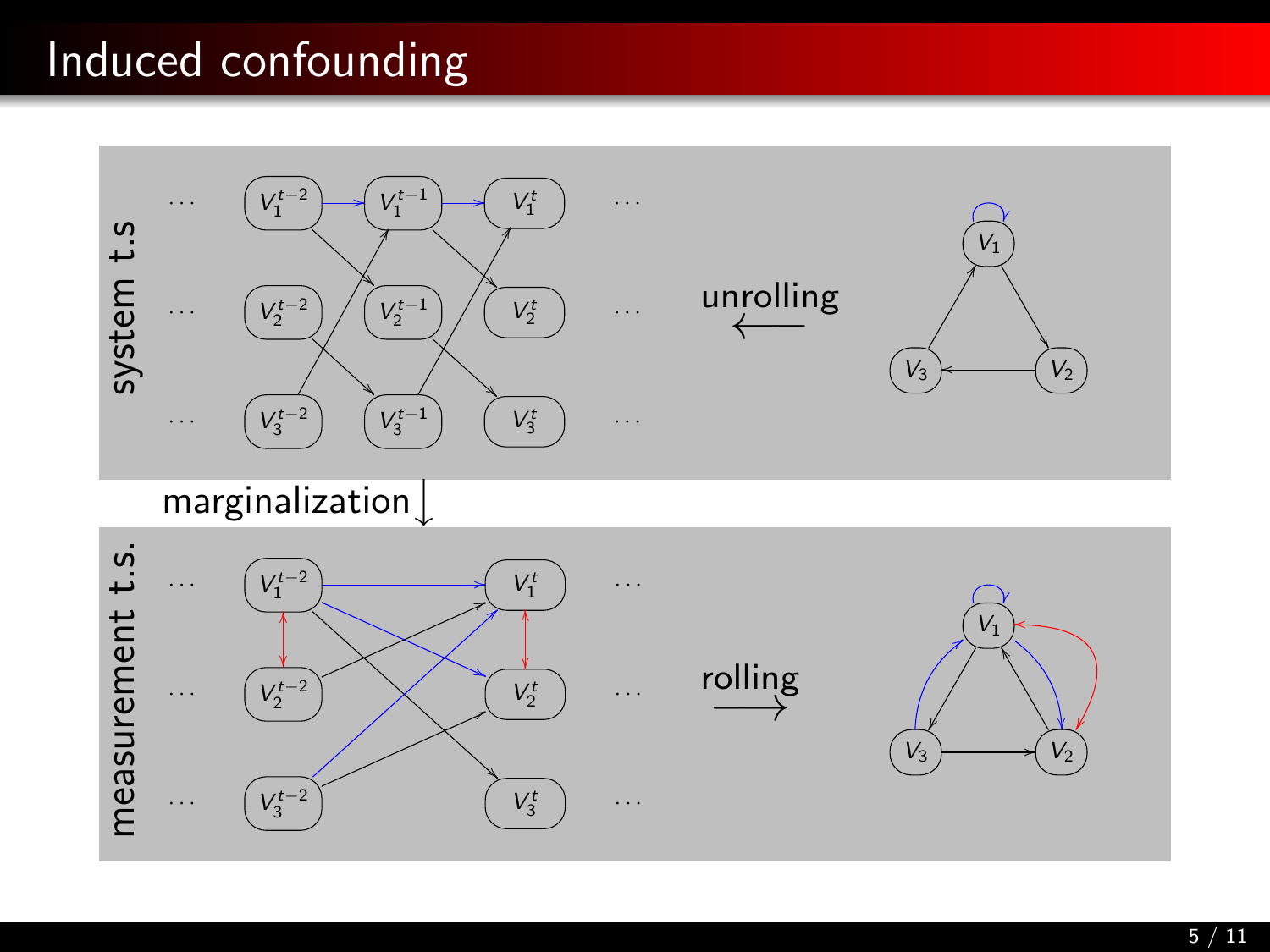# Induced confounding

system t.s

$\cdots$ $V_1^{t-2}$ $V_1^{t-1}$ $V_1^{t}$ $\cdots$

$\cdots$ $V_2^{t-2}$ $V_2^{t-1}$ $V_2^{t}$ $\cdots$

$\cdots$ $V_3^{t-2}$ $V_3^{t-1}$ $V_3^{t}$ $\cdots$

unrolling

$V_1$, $V_2$, $V_3$

marginalization

measurement t.s.

$\cdots$ $V_1^{t-2}$ $V_1^{t}$ $\cdots$

$\cdots$ $V_2^{t-2}$ $V_2^{t}$ $\cdots$

$\cdots$ $V_3^{t-2}$ $V_3^{t}$ $\cdots$

rolling

$V_1$, $V_2$, $V_3$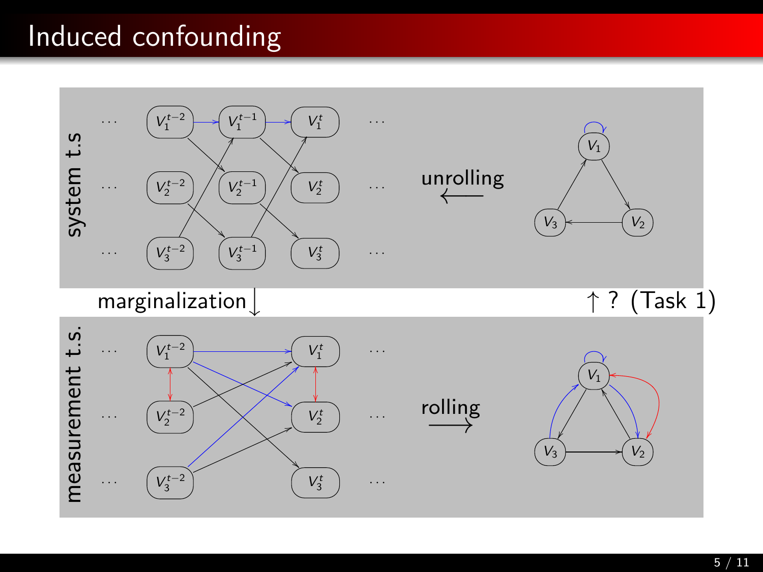# Induced confounding

system t.s

$\cdots$ $V_1^{t-2}$ $V_1^{t-1}$ $V_1^{t}$ $\cdots$

$\cdots$ $V_2^{t-2}$ $V_2^{t-1}$ $V_2^{t}$ $\cdots$

$\cdots$ $V_3^{t-2}$ $V_3^{t-1}$ $V_3^{t}$ $\cdots$

unrolling $\longleftarrow$

$V_1$ $V_2$ $V_3$

marginalization $\downarrow$

$\uparrow$ ? (Task 1)

measurement t.s.

$\cdots$ $V_1^{t-2}$ $V_1^{t}$ $\cdots$

$\cdots$ $V_2^{t-2}$ $V_2^{t}$ $\cdots$

$\cdots$ $V_3^{t-2}$ $V_3^{t}$ $\cdots$

rolling $\longrightarrow$

$V_1$ $V_2$ $V_3$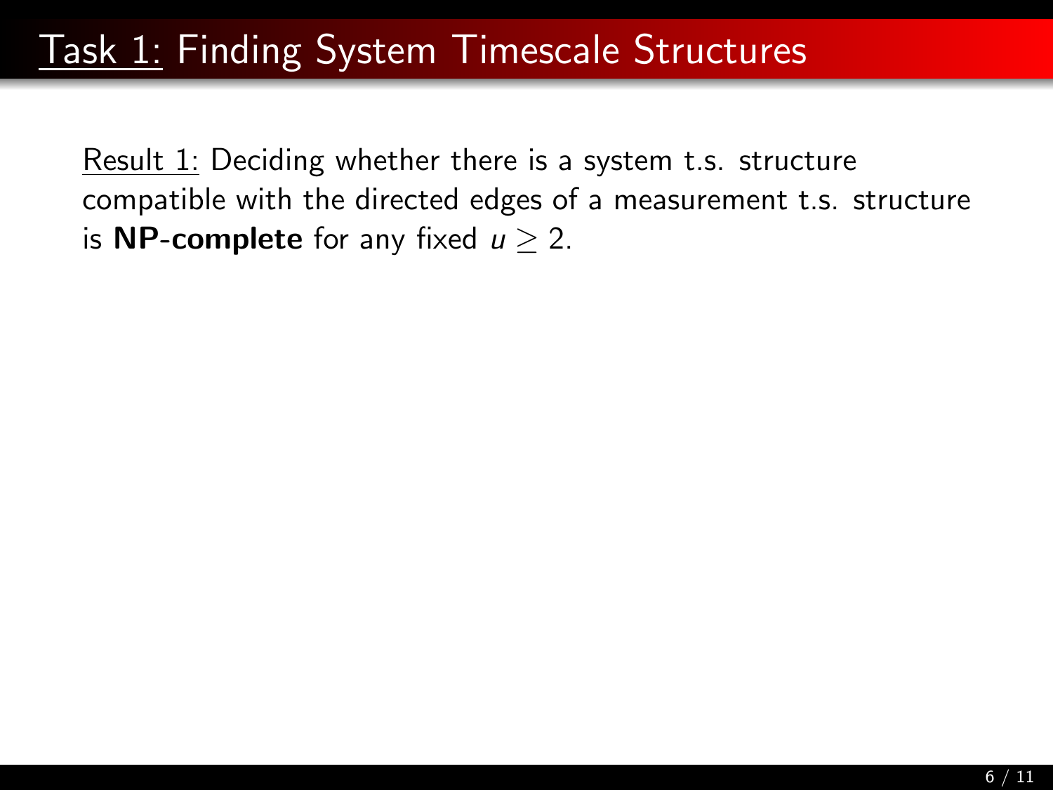# Task 1: Finding System Timescale Structures

Result 1: Deciding whether there is a system t.s. structure compatible with the directed edges of a measurement t.s. structure is **NP-complete** for any fixed $u \geq 2$.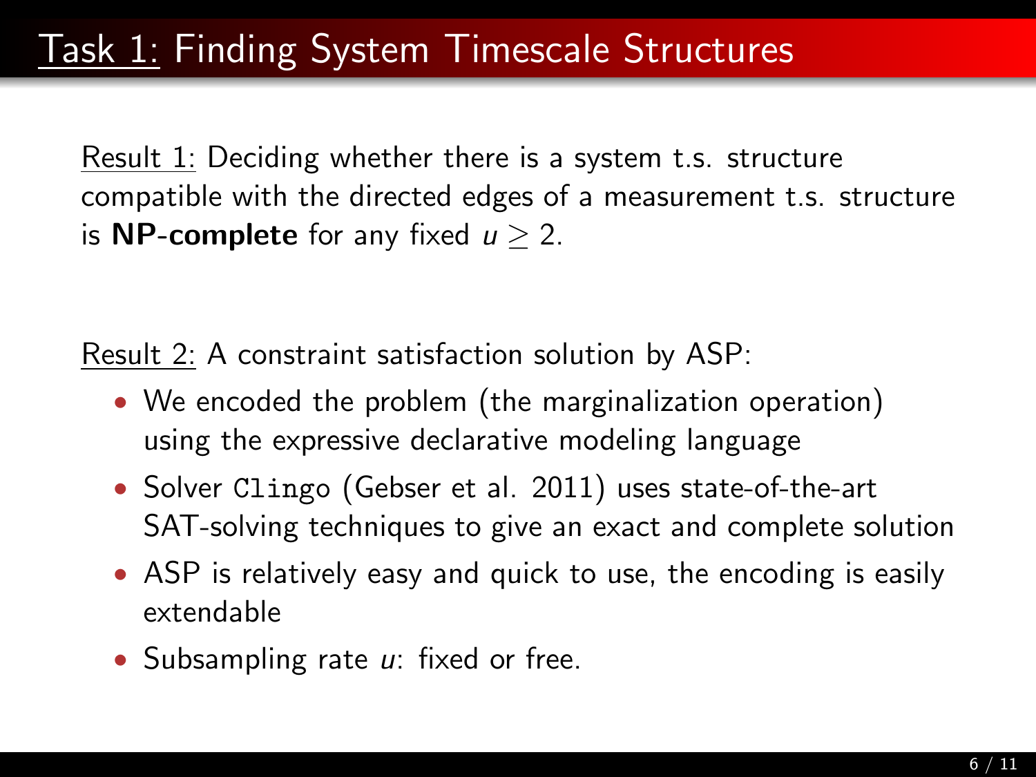# Task 1: Finding System Timescale Structures

Result 1: Deciding whether there is a system t.s. structure compatible with the directed edges of a measurement t.s. structure is **NP-complete** for any fixed $u \geq 2$.

Result 2: A constraint satisfaction solution by ASP:

- We encoded the problem (the marginalization operation) using the expressive declarative modeling language
- Solver `Clingo` (Gebser et al. 2011) uses state-of-the-art SAT-solving techniques to give an exact and complete solution
- ASP is relatively easy and quick to use, the encoding is easily extendable
- Subsampling rate $u$: fixed or free.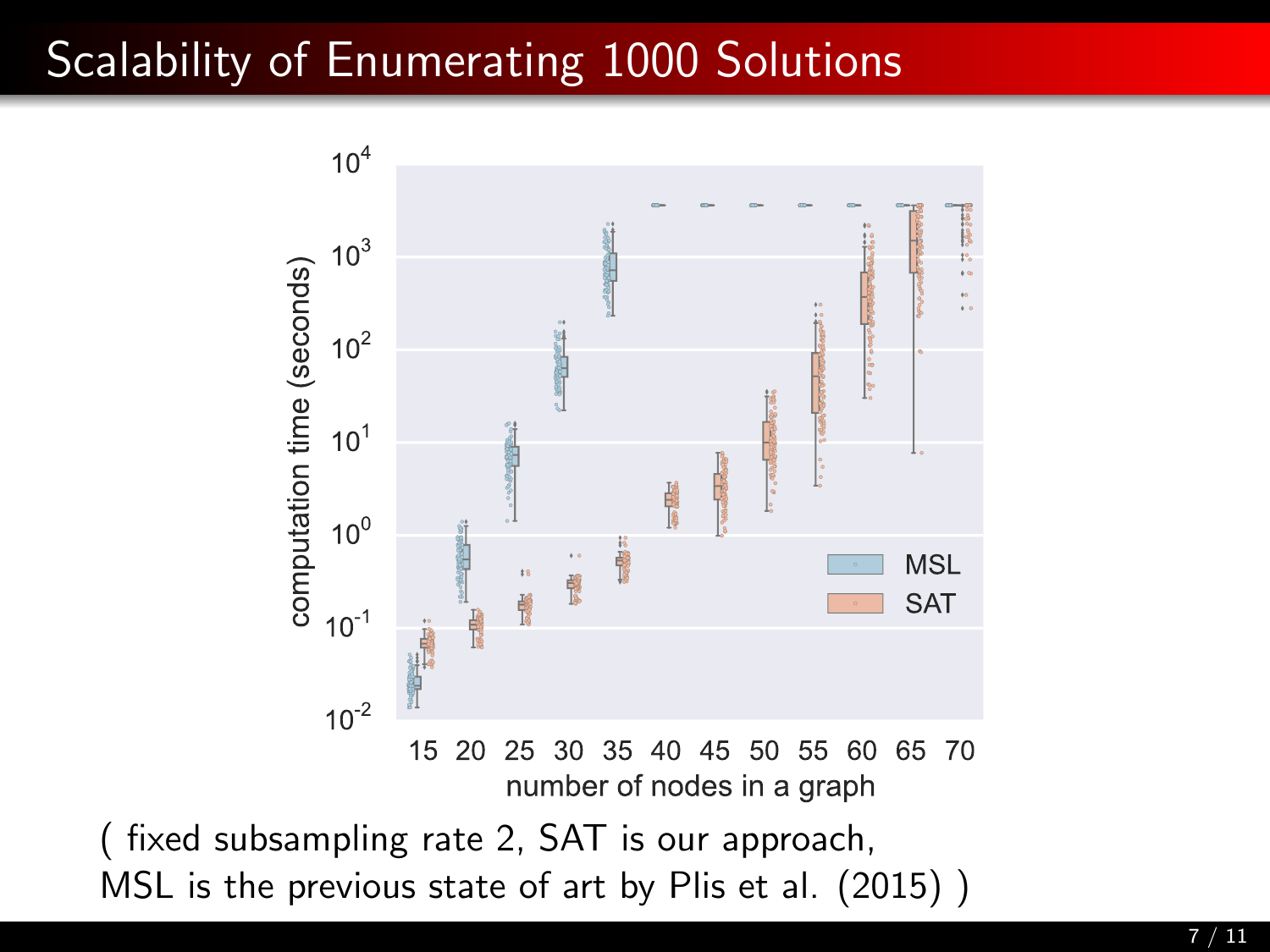# Scalability of Enumerating 1000 Solutions

( fixed subsampling rate 2, SAT is our approach,
MSL is the previous state of art by Plis et al. (2015) )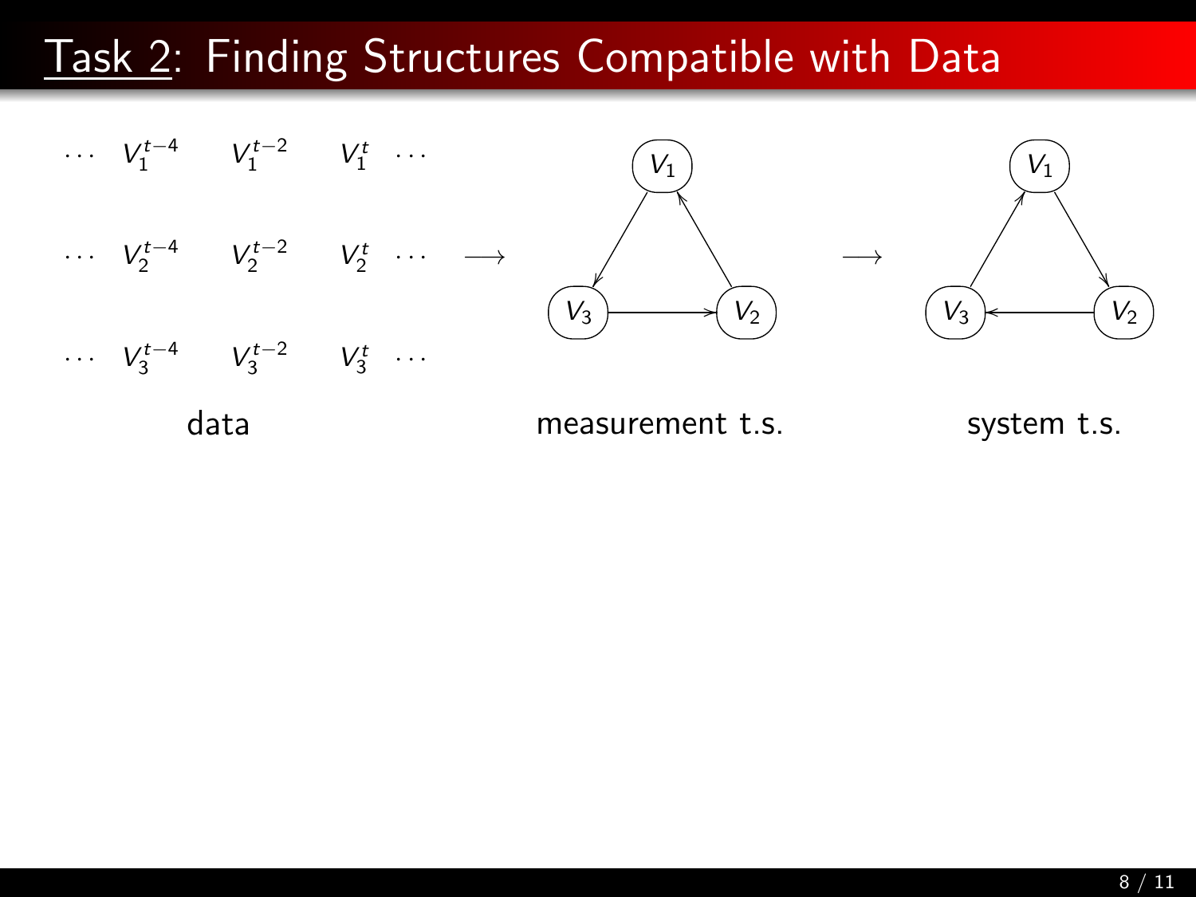# Task 2: Finding Structures Compatible with Data

$\cdots \quad V_1^{t-4} \quad V_1^{t-2} \quad V_1^{t} \quad \cdots$

$\cdots \quad V_2^{t-4} \quad V_2^{t-2} \quad V_2^{t} \quad \cdots$

$\cdots \quad V_3^{t-4} \quad V_3^{t-2} \quad V_3^{t} \quad \cdots$

data $\longrightarrow$ measurement t.s. $\longrightarrow$ system t.s.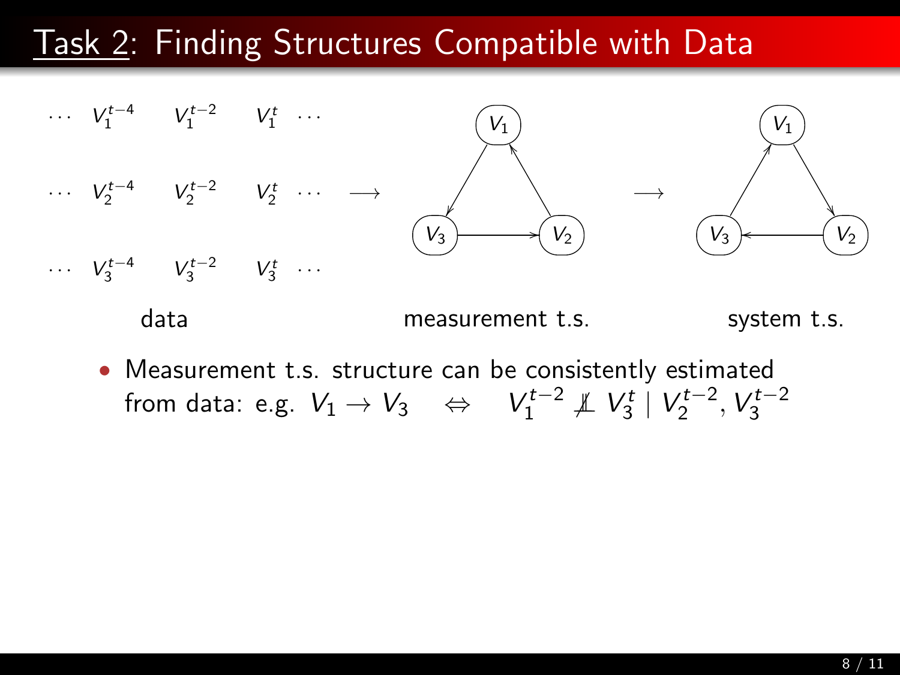# Task 2: Finding Structures Compatible with Data

$\cdots \quad V_1^{t-4} \quad V_1^{t-2} \quad V_1^{t} \quad \cdots$

$\cdots \quad V_2^{t-4} \quad V_2^{t-2} \quad V_2^{t} \quad \cdots$

$\cdots \quad V_3^{t-4} \quad V_3^{t-2} \quad V_3^{t} \quad \cdots$

data $\longrightarrow$ measurement t.s. $\longrightarrow$ system t.s.

- Measurement t.s. structure can be consistently estimated from data: e.g. $V_1 \rightarrow V_3 \quad \Leftrightarrow \quad V_1^{t-2} \not\perp\!\!\!\perp V_3^t \mid V_2^{t-2}, V_3^{t-2}$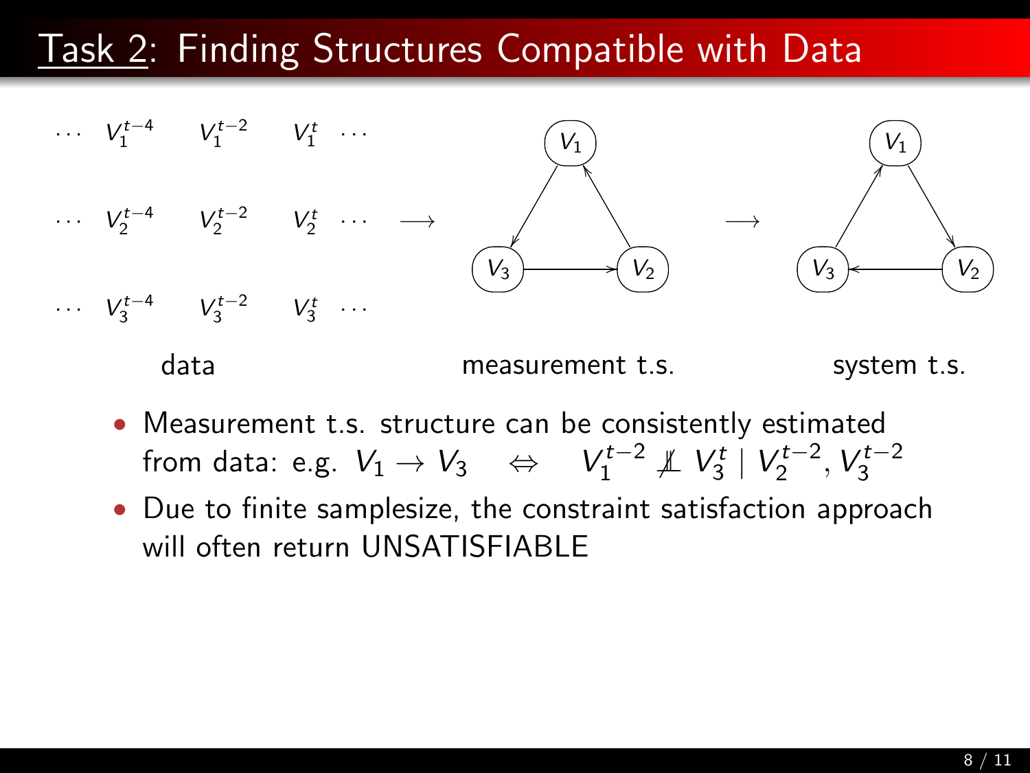# Task 2: Finding Structures Compatible with Data

$\cdots \quad V_1^{t-4} \quad V_1^{t-2} \quad V_1^{t} \quad \cdots$

$\cdots \quad V_2^{t-4} \quad V_2^{t-2} \quad V_2^{t} \quad \cdots \quad \longrightarrow$

$\cdots \quad V_3^{t-4} \quad V_3^{t-2} \quad V_3^{t} \quad \cdots$

data — measurement t.s. ($V_1 \to V_3$, $V_3 \to V_2$, $V_2 \to V_1$) $\longrightarrow$ system t.s. ($V_3 \to V_1$, $V_1 \to V_2$, $V_2 \to V_3$)

- Measurement t.s. structure can be consistently estimated from data: e.g. $V_1 \to V_3 \quad \Leftrightarrow \quad V_1^{t-2} \not\perp\!\!\!\perp V_3^{t} \mid V_2^{t-2}, V_3^{t-2}$
- Due to finite samplesize, the constraint satisfaction approach will often return UNSATISFIABLE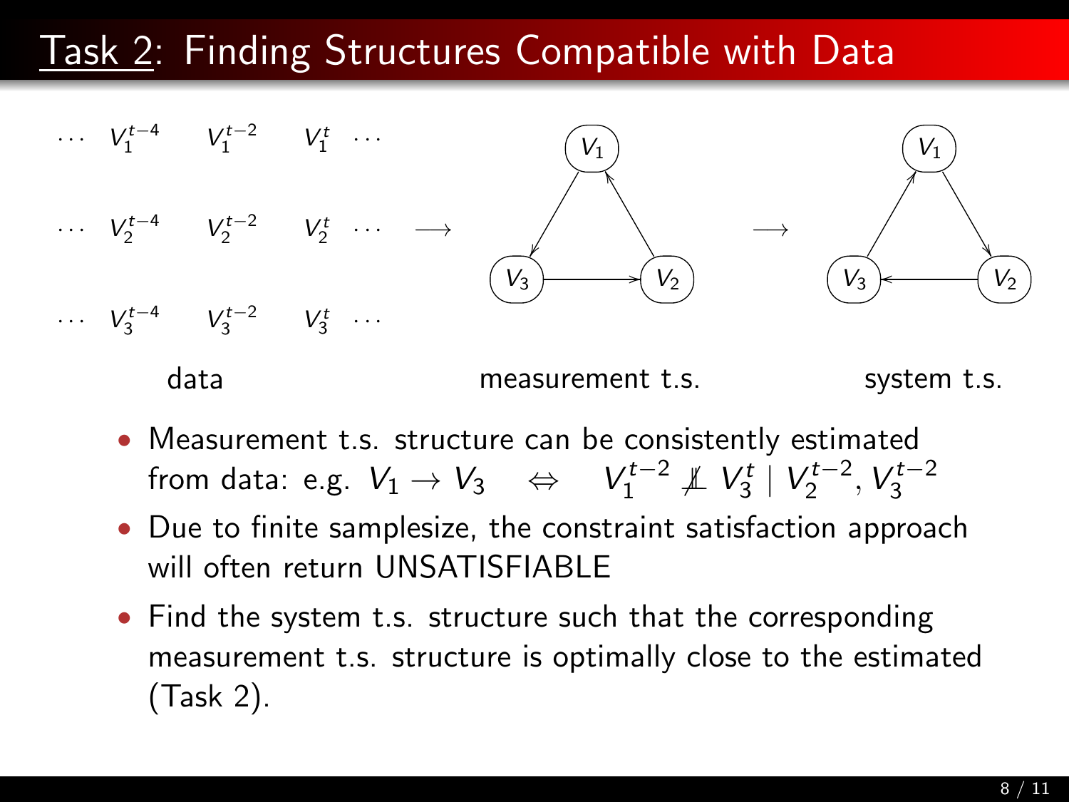# Task 2: Finding Structures Compatible with Data

$\cdots \quad V_1^{t-4} \quad V_1^{t-2} \quad V_1^{t} \quad \cdots$

$\cdots \quad V_2^{t-4} \quad V_2^{t-2} \quad V_2^{t} \quad \cdots \quad \longrightarrow$

$\cdots \quad V_3^{t-4} \quad V_3^{t-2} \quad V_3^{t} \quad \cdots$

data — measurement t.s. — system t.s.

- Measurement t.s. structure can be consistently estimated from data: e.g. $V_1 \rightarrow V_3 \quad \Leftrightarrow \quad V_1^{t-2} \not\perp\!\!\!\perp V_3^t \mid V_2^{t-2}, V_3^{t-2}$
- Due to finite samplesize, the constraint satisfaction approach will often return UNSATISFIABLE
- Find the system t.s. structure such that the corresponding measurement t.s. structure is optimally close to the estimated (Task 2).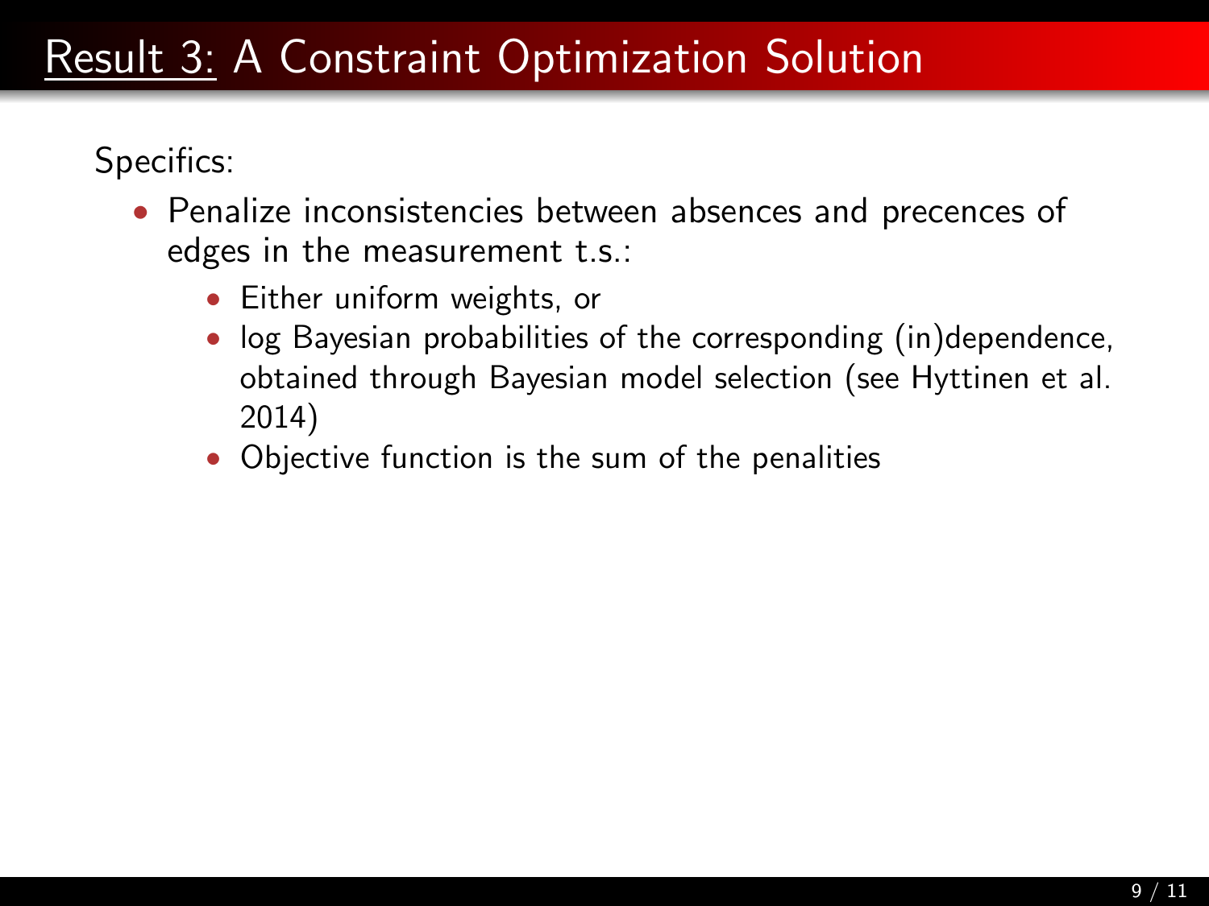# Result 3: A Constraint Optimization Solution

Specifics:

- Penalize inconsistencies between absences and precences of edges in the measurement t.s.:
  - Either uniform weights, or
  - log Bayesian probabilities of the corresponding (in)dependence, obtained through Bayesian model selection (see Hyttinen et al. 2014)
  - Objective function is the sum of the penalities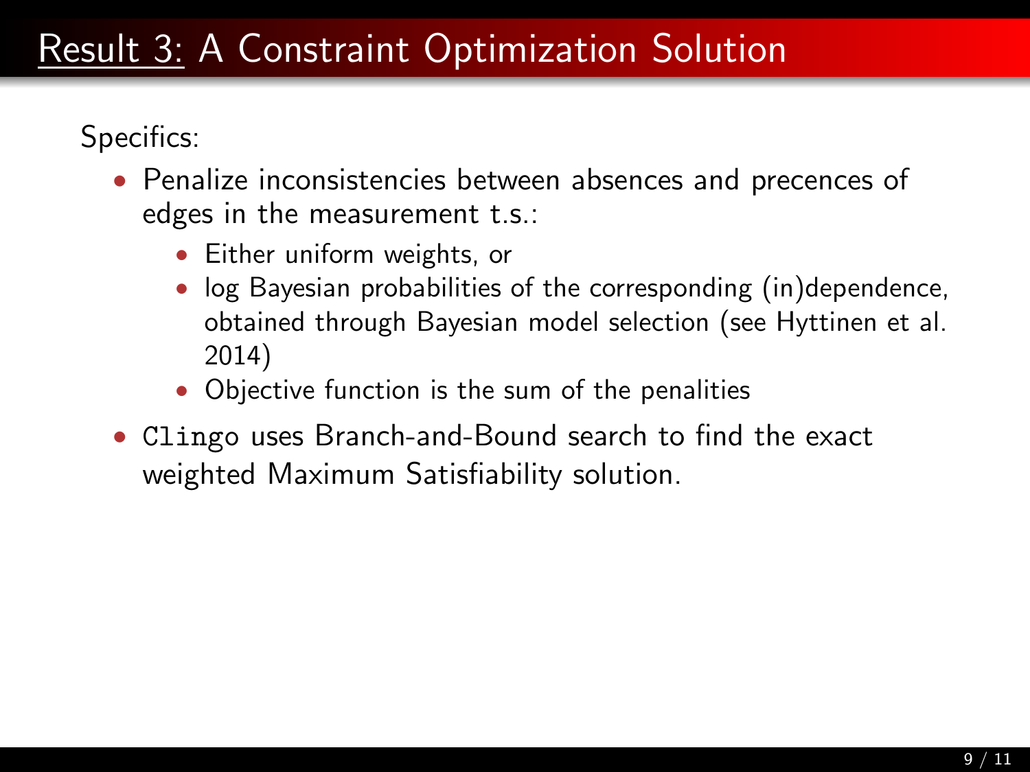# Result 3: A Constraint Optimization Solution

Specifics:

- Penalize inconsistencies between absences and precences of edges in the measurement t.s.:
  - Either uniform weights, or
  - log Bayesian probabilities of the corresponding (in)dependence, obtained through Bayesian model selection (see Hyttinen et al. 2014)
  - Objective function is the sum of the penalities
- `Clingo` uses Branch-and-Bound search to find the exact weighted Maximum Satisfiability solution.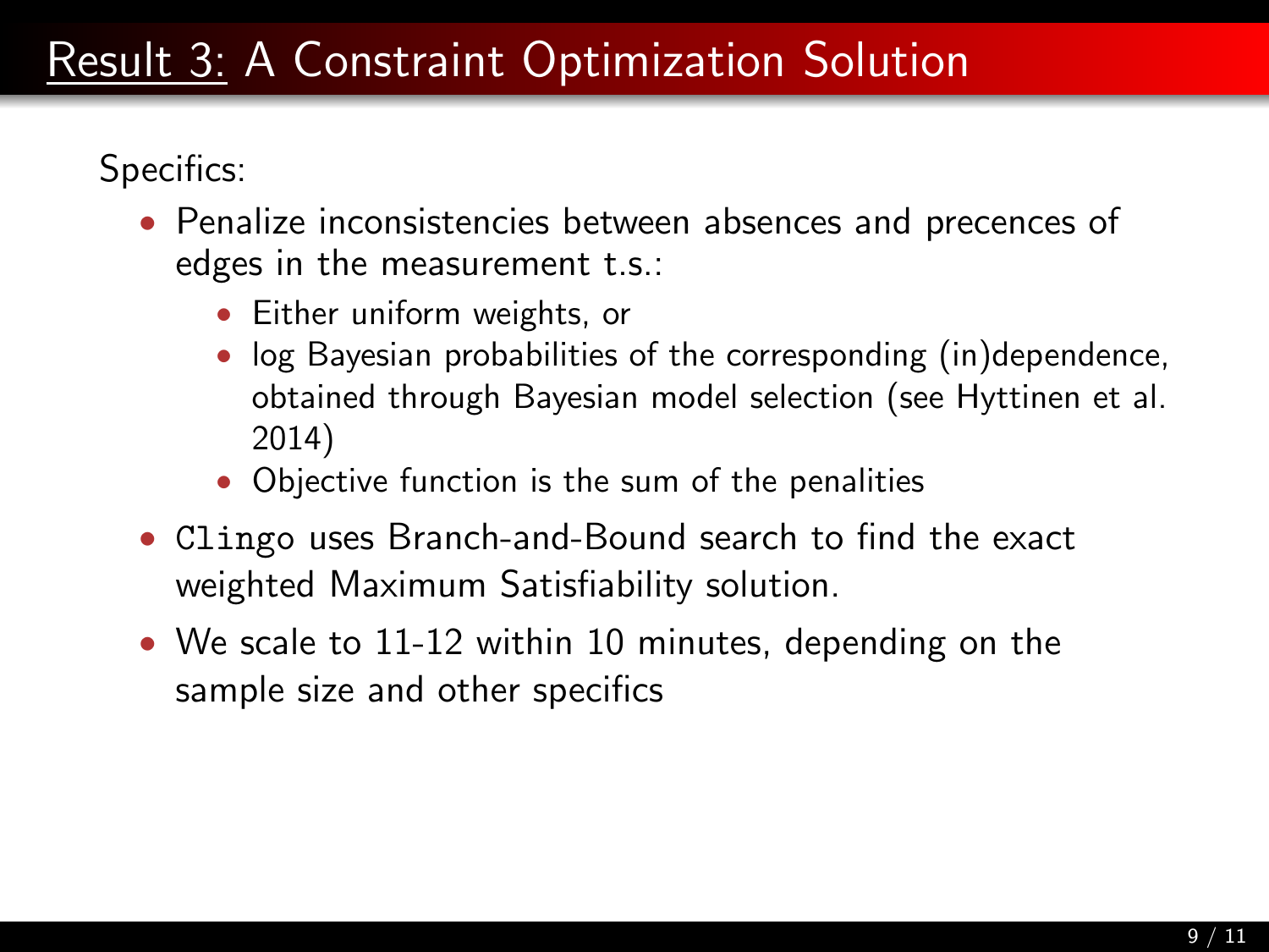# Result 3: A Constraint Optimization Solution

Specifics:

- Penalize inconsistencies between absences and precences of edges in the measurement t.s.:
  - Either uniform weights, or
  - log Bayesian probabilities of the corresponding (in)dependence, obtained through Bayesian model selection (see Hyttinen et al. 2014)
  - Objective function is the sum of the penalities
- `Clingo` uses Branch-and-Bound search to find the exact weighted Maximum Satisfiability solution.
- We scale to 11-12 within 10 minutes, depending on the sample size and other specifics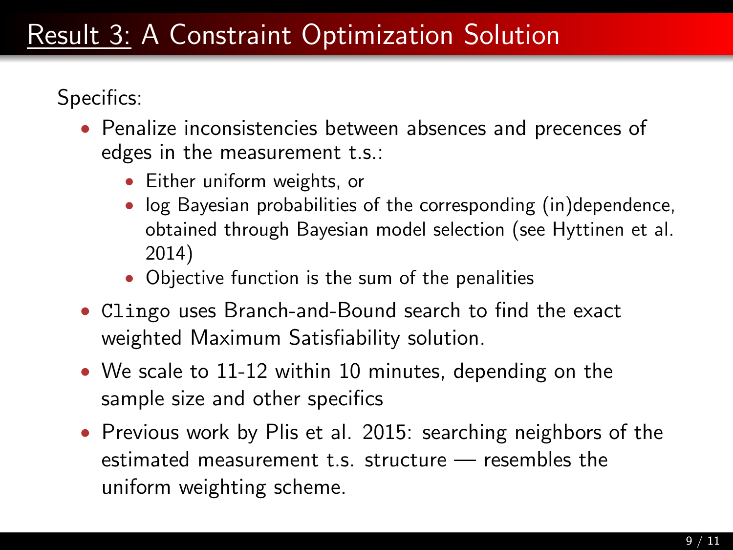# Result 3: A Constraint Optimization Solution

Specifics:

- Penalize inconsistencies between absences and precences of edges in the measurement t.s.:
  - Either uniform weights, or
  - log Bayesian probabilities of the corresponding (in)dependence, obtained through Bayesian model selection (see Hyttinen et al. 2014)
  - Objective function is the sum of the penalities
- `Clingo` uses Branch-and-Bound search to find the exact weighted Maximum Satisfiability solution.
- We scale to 11-12 within 10 minutes, depending on the sample size and other specifics
- Previous work by Plis et al. 2015: searching neighbors of the estimated measurement t.s. structure — resembles the uniform weighting scheme.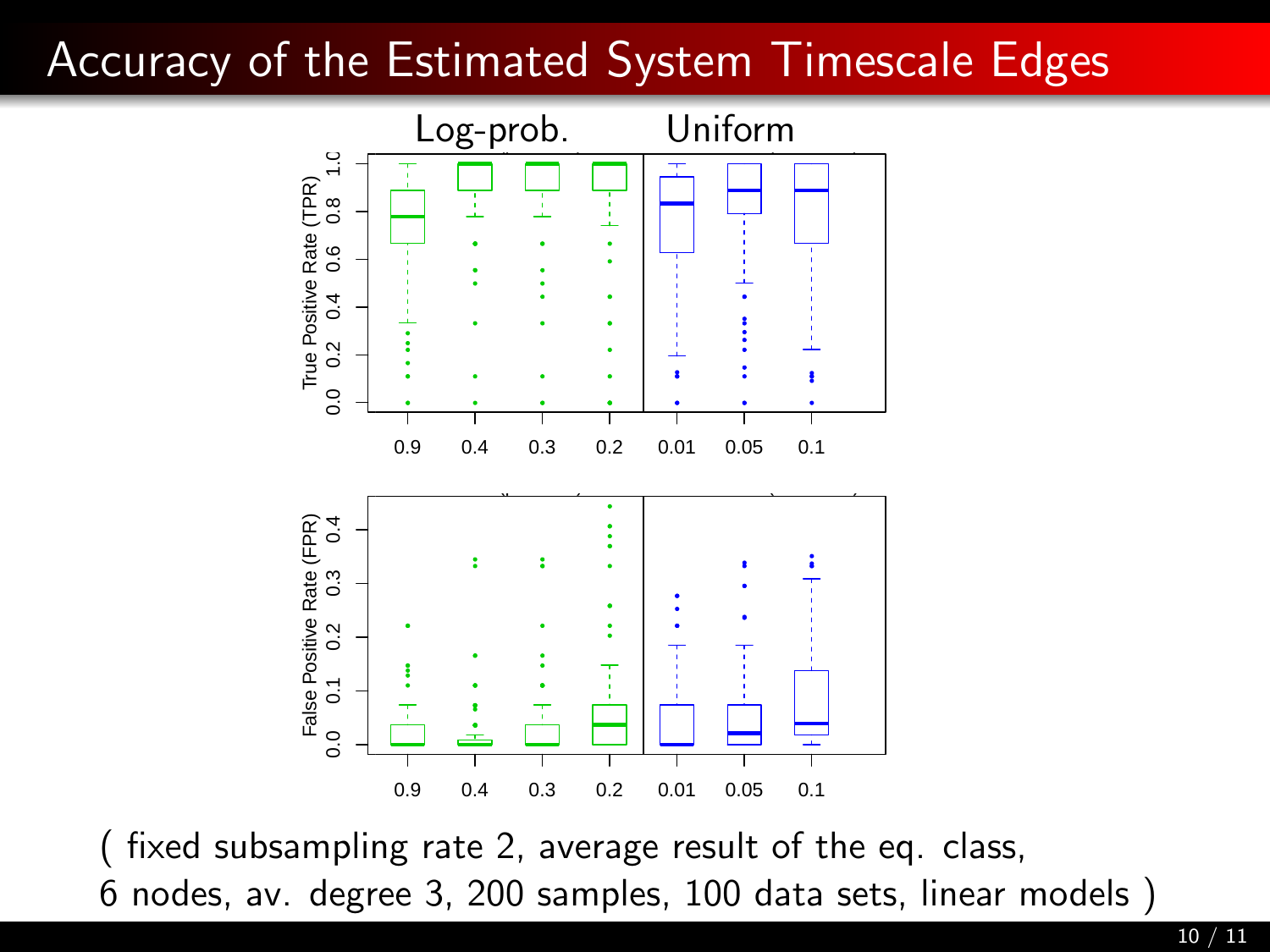# Accuracy of the Estimated System Timescale Edges

( fixed subsampling rate 2, average result of the eq. class,
6 nodes, av. degree 3, 200 samples, 100 data sets, linear models )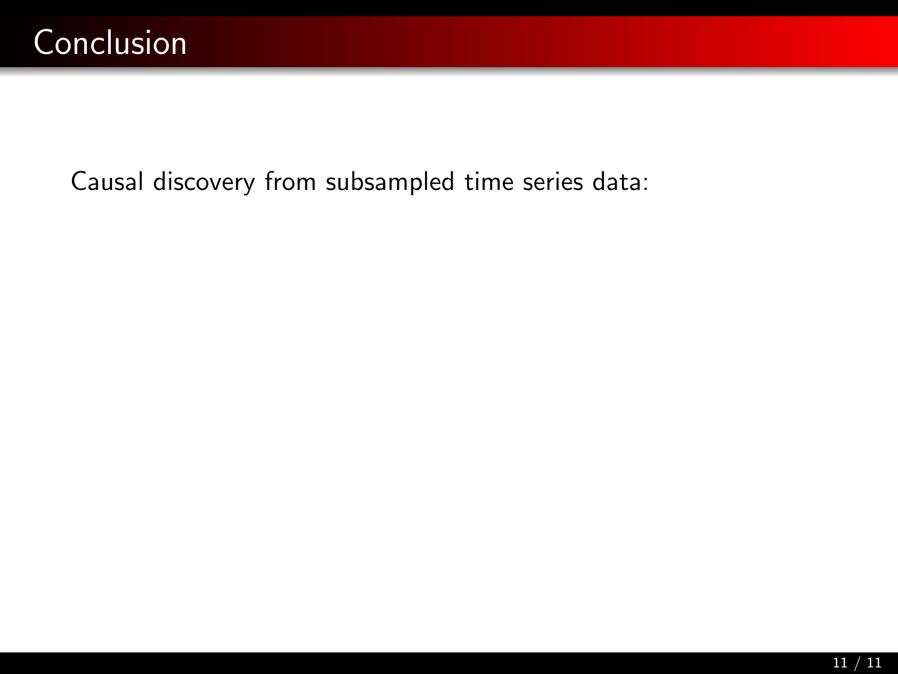# Conclusion

Causal discovery from subsampled time series data: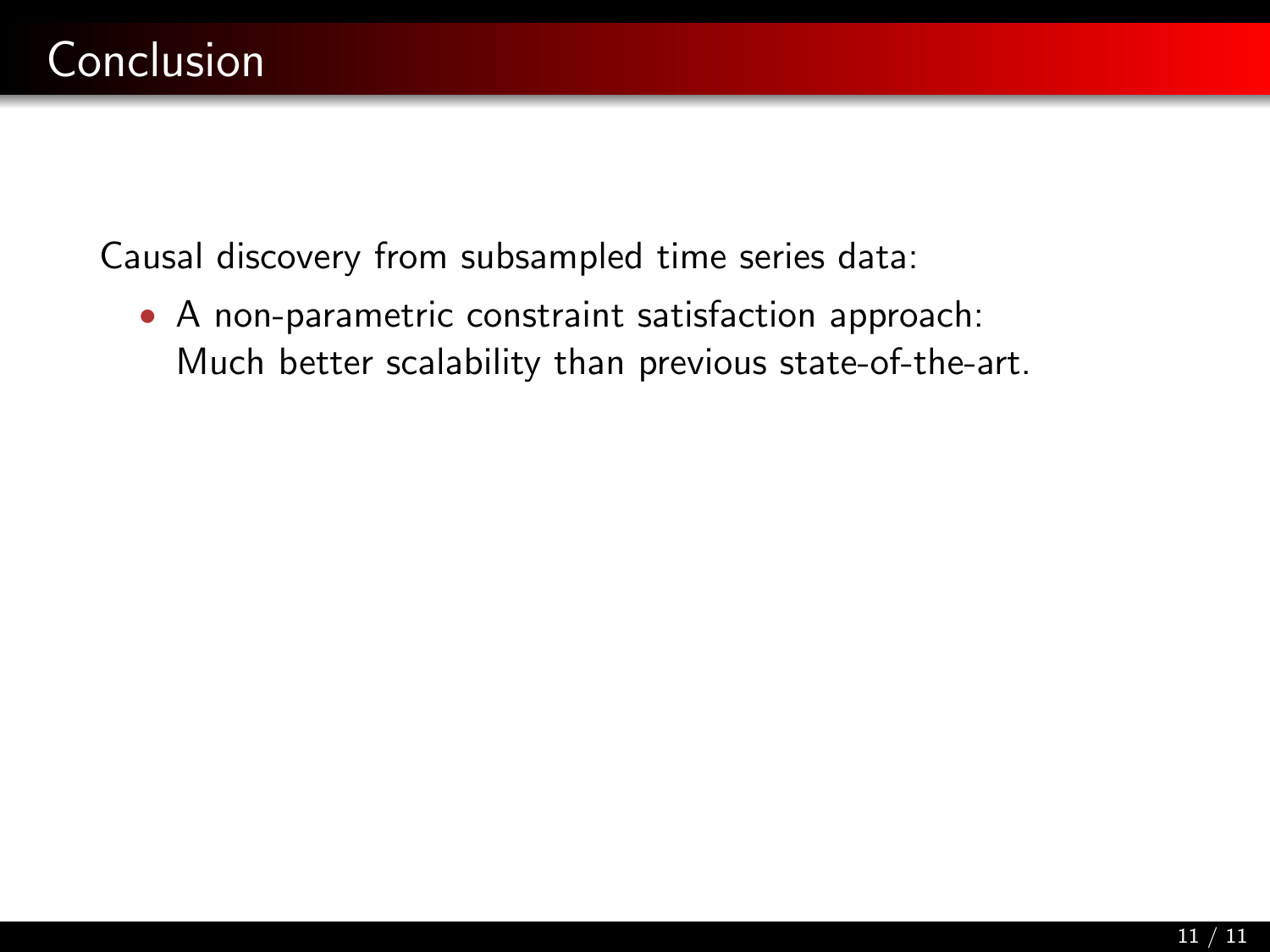# Conclusion

Causal discovery from subsampled time series data:

- A non-parametric constraint satisfaction approach:
  Much better scalability than previous state-of-the-art.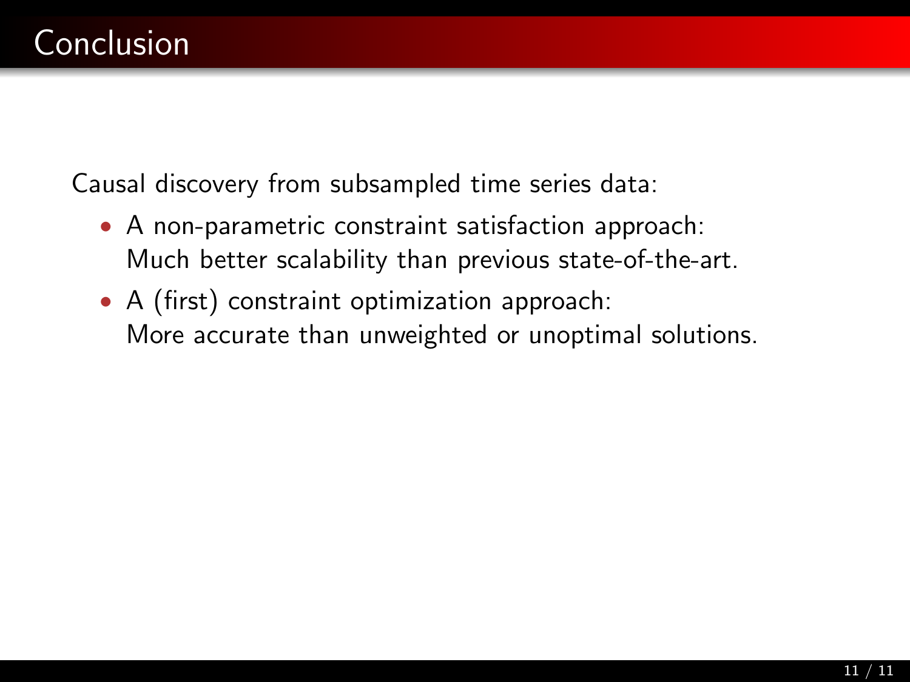# Conclusion

Causal discovery from subsampled time series data:

- A non-parametric constraint satisfaction approach:
  Much better scalability than previous state-of-the-art.
- A (first) constraint optimization approach:
  More accurate than unweighted or unoptimal solutions.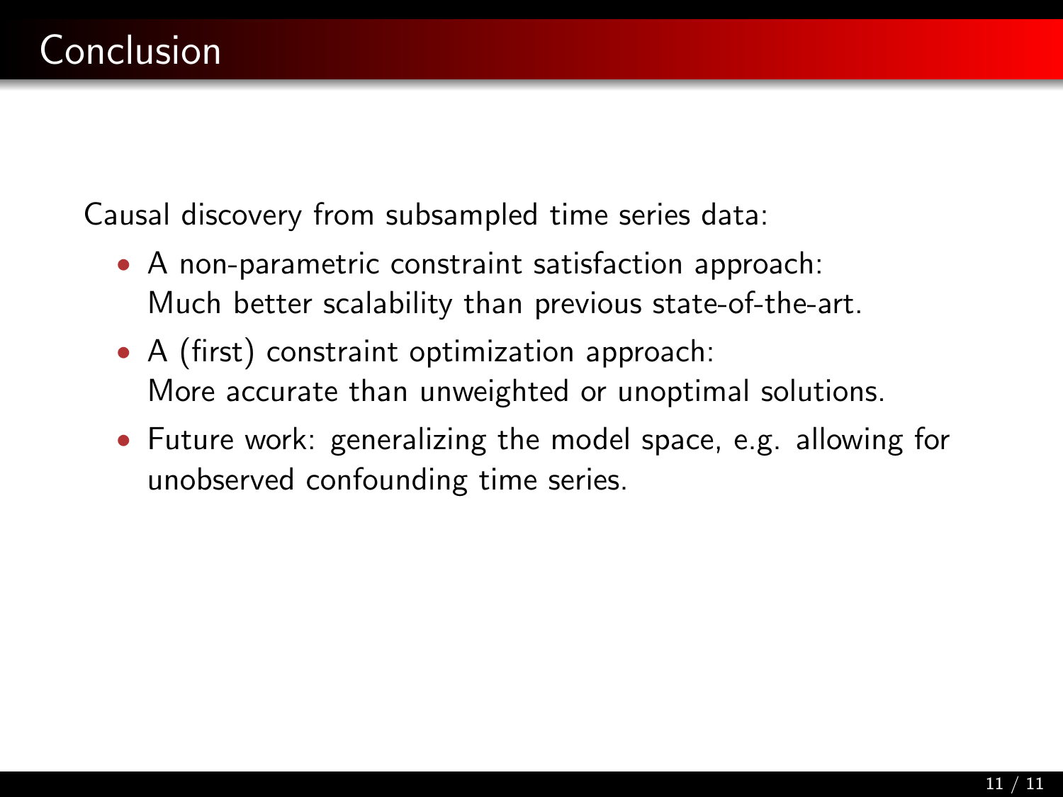# Conclusion

Causal discovery from subsampled time series data:

- A non-parametric constraint satisfaction approach:
  Much better scalability than previous state-of-the-art.
- A (first) constraint optimization approach:
  More accurate than unweighted or unoptimal solutions.
- Future work: generalizing the model space, e.g. allowing for unobserved confounding time series.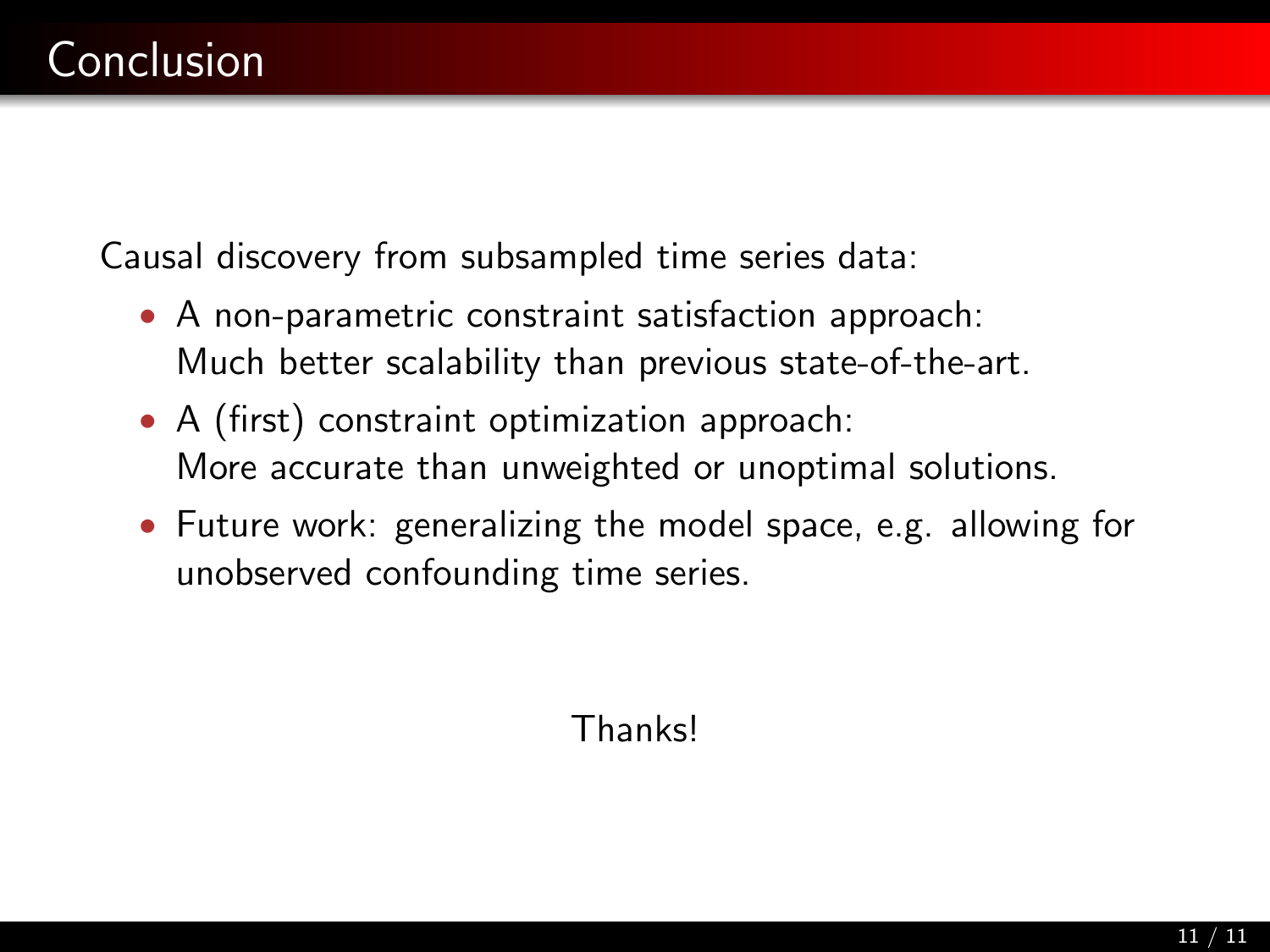# Conclusion

Causal discovery from subsampled time series data:

- A non-parametric constraint satisfaction approach:
  Much better scalability than previous state-of-the-art.
- A (first) constraint optimization approach:
  More accurate than unweighted or unoptimal solutions.
- Future work: generalizing the model space, e.g. allowing for unobserved confounding time series.

Thanks!